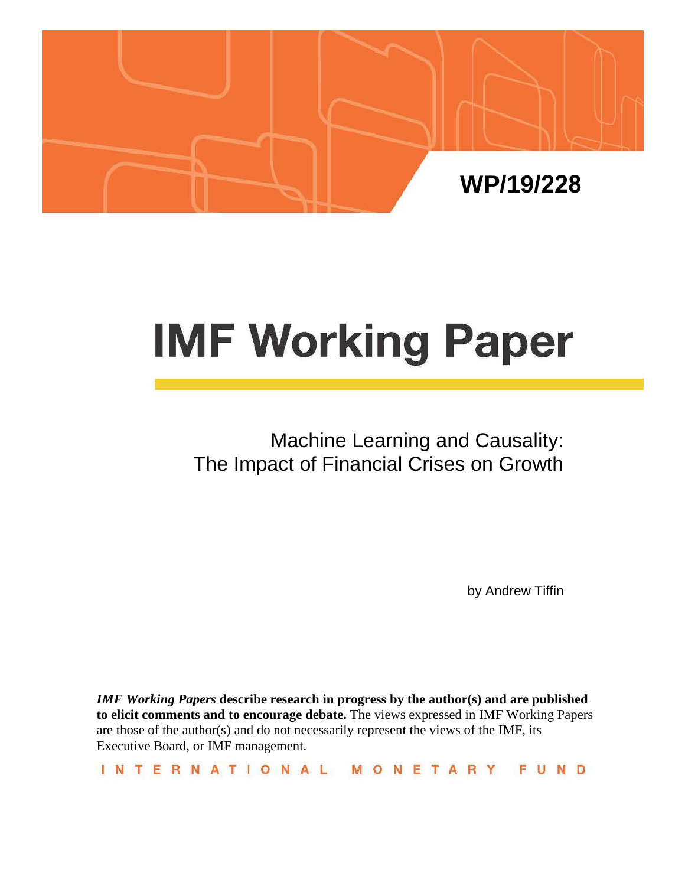WP/19/228

# IMF Working Paper

## Machine Learning and Causality: The Impact of Financial Crises on Growth

by Andrew Tiffin

***IMF Working Papers*** **describe research in progress by the author(s) and are published to elicit comments and to encourage debate.** The views expressed in IMF Working Papers are those of the author(s) and do not necessarily represent the views of the IMF, its Executive Board, or IMF management.

INTERNATIONAL MONETARY FUND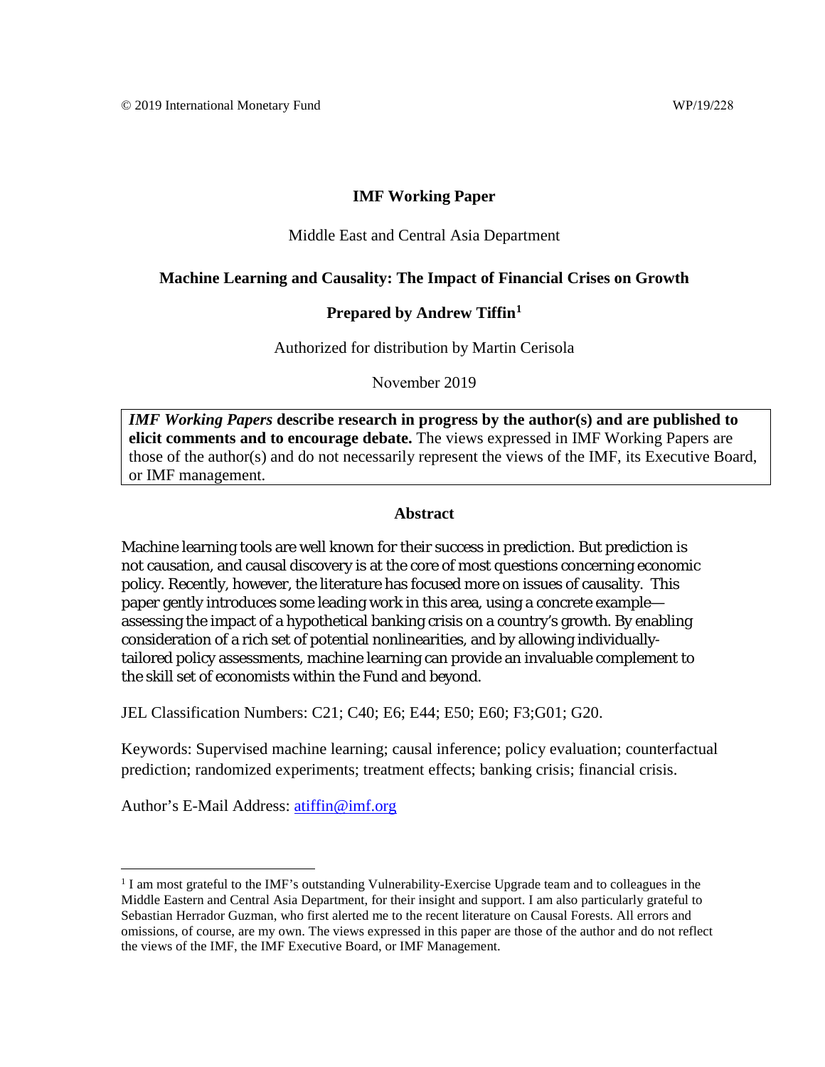© 2019 International Monetary Fund WP/19/228

# IMF Working Paper

Middle East and Central Asia Department

## Machine Learning and Causality: The Impact of Financial Crises on Growth

**Prepared by Andrew Tiffin[1]**

Authorized for distribution by Martin Cerisola

November 2019

> ***IMF Working Papers* describe research in progress by the author(s) and are published to elicit comments and to encourage debate.** The views expressed in IMF Working Papers are those of the author(s) and do not necessarily represent the views of the IMF, its Executive Board, or IMF management.

### Abstract

Machine learning tools are well known for their success in prediction. But prediction is not causation, and causal discovery is at the core of most questions concerning economic policy. Recently, however, the literature has focused more on issues of causality. This paper gently introduces some leading work in this area, using a concrete example—assessing the impact of a hypothetical banking crisis on a country's growth. By enabling consideration of a rich set of potential nonlinearities, and by allowing individually-tailored policy assessments, machine learning can provide an invaluable complement to the skill set of economists within the Fund and beyond.

JEL Classification Numbers: C21; C40; E6; E44; E50; E60; F3;G01; G20.

Keywords: Supervised machine learning; causal inference; policy evaluation; counterfactual prediction; randomized experiments; treatment effects; banking crisis; financial crisis.

Author's E-Mail Address: atiffin@imf.org

[1] I am most grateful to the IMF's outstanding Vulnerability-Exercise Upgrade team and to colleagues in the Middle Eastern and Central Asia Department, for their insight and support. I am also particularly grateful to Sebastian Herrador Guzman, who first alerted me to the recent literature on Causal Forests. All errors and omissions, of course, are my own. The views expressed in this paper are those of the author and do not reflect the views of the IMF, the IMF Executive Board, or IMF Management.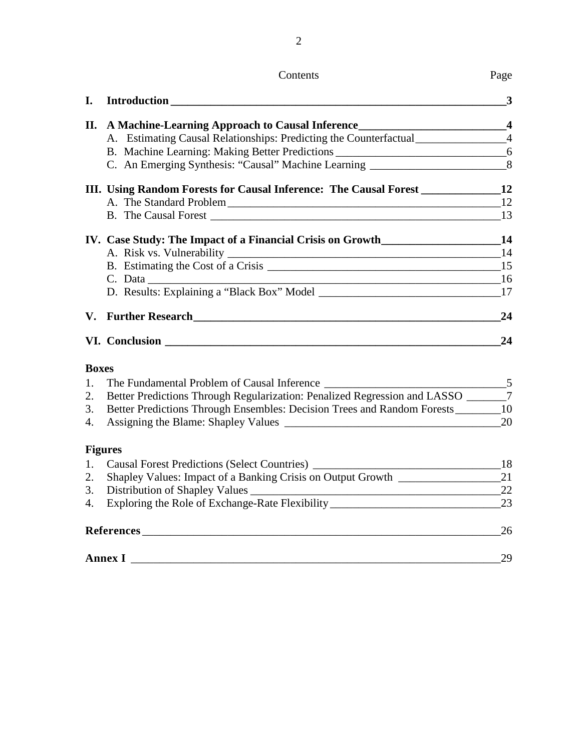# Contents

| | | Page |
|---|---|---|
| **I.** | **Introduction** | **3** |
| **II.** | **A Machine-Learning Approach to Causal Inference** | **4** |
| | A. Estimating Causal Relationships: Predicting the Counterfactual | 4 |
| | B. Machine Learning: Making Better Predictions | 6 |
| | C. An Emerging Synthesis: "Causal" Machine Learning | 8 |
| **III.** | **Using Random Forests for Causal Inference: The Causal Forest** | **12** |
| | A. The Standard Problem | 12 |
| | B. The Causal Forest | 13 |
| **IV.** | **Case Study: The Impact of a Financial Crisis on Growth** | **14** |
| | A. Risk vs. Vulnerability | 14 |
| | B. Estimating the Cost of a Crisis | 15 |
| | C. Data | 16 |
| | D. Results: Explaining a "Black Box" Model | 17 |
| **V.** | **Further Research** | **24** |
| **VI.** | **Conclusion** | **24** |

**Boxes**

1. The Fundamental Problem of Causal Inference — 5
2. Better Predictions Through Regularization: Penalized Regression and LASSO — 7
3. Better Predictions Through Ensembles: Decision Trees and Random Forests — 10
4. Assigning the Blame: Shapley Values — 20

**Figures**

1. Causal Forest Predictions (Select Countries) — 18
2. Shapley Values: Impact of a Banking Crisis on Output Growth — 21
3. Distribution of Shapley Values — 22
4. Exploring the Role of Exchange-Rate Flexibility — 23

**References** — 26

**Annex I** — 29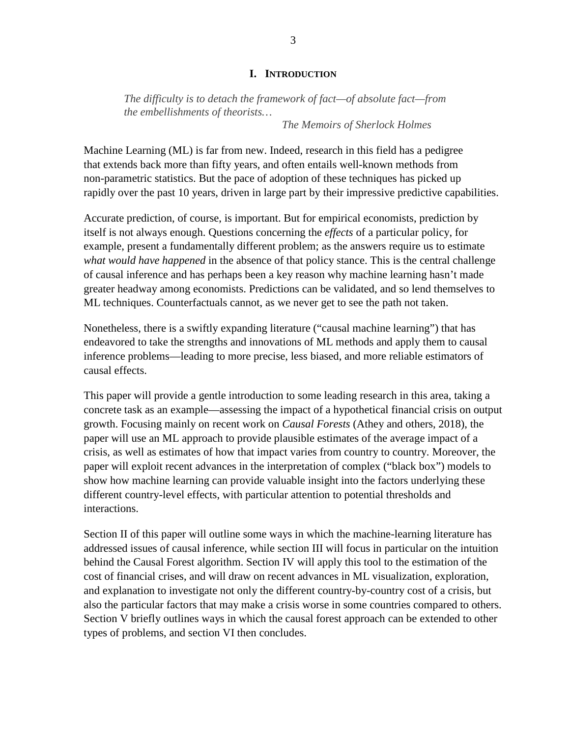# I. INTRODUCTION

> *The difficulty is to detach the framework of fact—of absolute fact—from the embellishments of theorists…*
>
> *The Memoirs of Sherlock Holmes*

Machine Learning (ML) is far from new. Indeed, research in this field has a pedigree that extends back more than fifty years, and often entails well-known methods from non-parametric statistics. But the pace of adoption of these techniques has picked up rapidly over the past 10 years, driven in large part by their impressive predictive capabilities.

Accurate prediction, of course, is important. But for empirical economists, prediction by itself is not always enough. Questions concerning the *effects* of a particular policy, for example, present a fundamentally different problem; as the answers require us to estimate *what would have happened* in the absence of that policy stance. This is the central challenge of causal inference and has perhaps been a key reason why machine learning hasn't made greater headway among economists. Predictions can be validated, and so lend themselves to ML techniques. Counterfactuals cannot, as we never get to see the path not taken.

Nonetheless, there is a swiftly expanding literature ("causal machine learning") that has endeavored to take the strengths and innovations of ML methods and apply them to causal inference problems—leading to more precise, less biased, and more reliable estimators of causal effects.

This paper will provide a gentle introduction to some leading research in this area, taking a concrete task as an example—assessing the impact of a hypothetical financial crisis on output growth. Focusing mainly on recent work on *Causal Forests* (Athey and others, 2018), the paper will use an ML approach to provide plausible estimates of the average impact of a crisis, as well as estimates of how that impact varies from country to country. Moreover, the paper will exploit recent advances in the interpretation of complex ("black box") models to show how machine learning can provide valuable insight into the factors underlying these different country-level effects, with particular attention to potential thresholds and interactions.

Section II of this paper will outline some ways in which the machine-learning literature has addressed issues of causal inference, while section III will focus in particular on the intuition behind the Causal Forest algorithm. Section IV will apply this tool to the estimation of the cost of financial crises, and will draw on recent advances in ML visualization, exploration, and explanation to investigate not only the different country-by-country cost of a crisis, but also the particular factors that may make a crisis worse in some countries compared to others. Section V briefly outlines ways in which the causal forest approach can be extended to other types of problems, and section VI then concludes.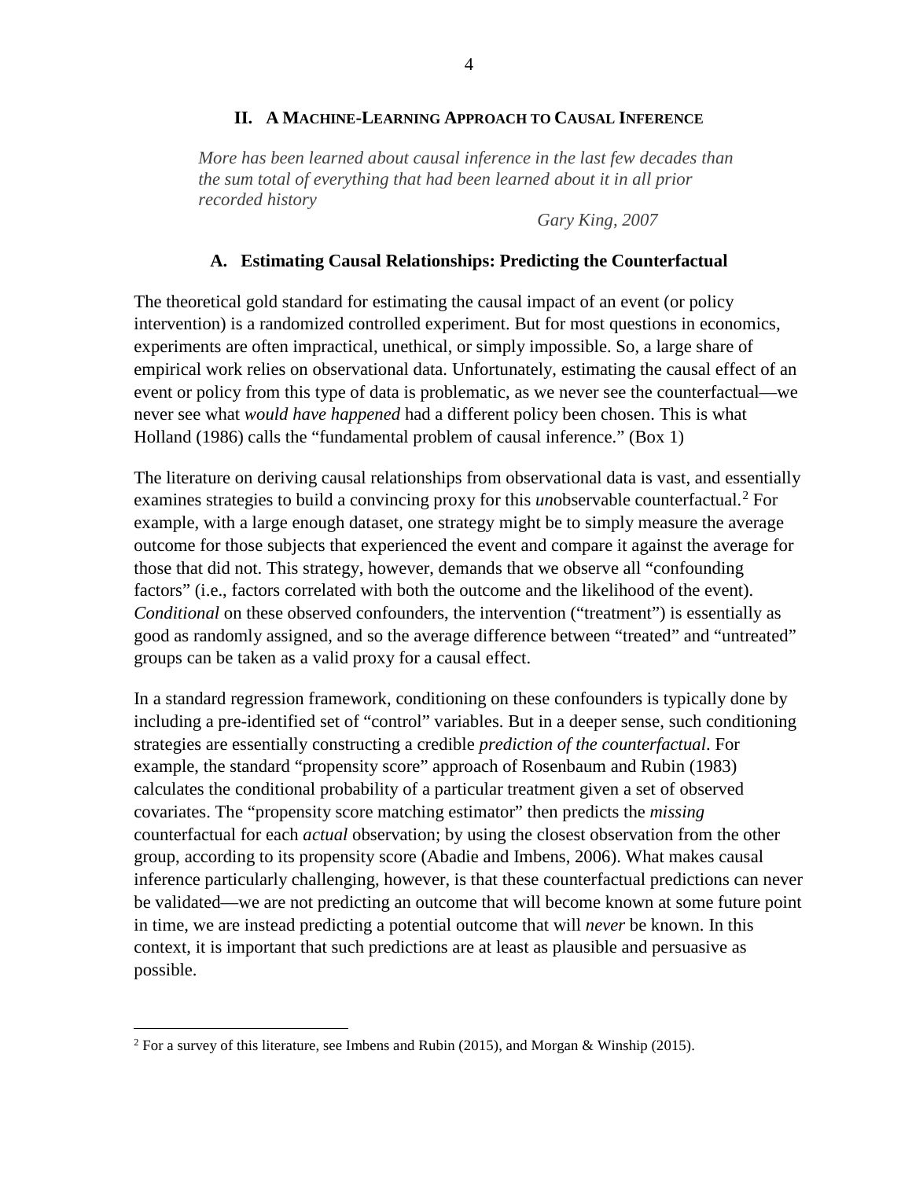## II. A Machine-Learning Approach to Causal Inference

> *More has been learned about causal inference in the last few decades than the sum total of everything that had been learned about it in all prior recorded history*
>
> *Gary King, 2007*

### A. Estimating Causal Relationships: Predicting the Counterfactual

The theoretical gold standard for estimating the causal impact of an event (or policy intervention) is a randomized controlled experiment. But for most questions in economics, experiments are often impractical, unethical, or simply impossible. So, a large share of empirical work relies on observational data. Unfortunately, estimating the causal effect of an event or policy from this type of data is problematic, as we never see the counterfactual—we never see what *would have happened* had a different policy been chosen. This is what Holland (1986) calls the "fundamental problem of causal inference." (Box 1)

The literature on deriving causal relationships from observational data is vast, and essentially examines strategies to build a convincing proxy for this *un*observable counterfactual.[2] For example, with a large enough dataset, one strategy might be to simply measure the average outcome for those subjects that experienced the event and compare it against the average for those that did not. This strategy, however, demands that we observe all "confounding factors" (i.e., factors correlated with both the outcome and the likelihood of the event). *Conditional* on these observed confounders, the intervention ("treatment") is essentially as good as randomly assigned, and so the average difference between "treated" and "untreated" groups can be taken as a valid proxy for a causal effect.

In a standard regression framework, conditioning on these confounders is typically done by including a pre-identified set of "control" variables. But in a deeper sense, such conditioning strategies are essentially constructing a credible *prediction of the counterfactual*. For example, the standard "propensity score" approach of Rosenbaum and Rubin (1983) calculates the conditional probability of a particular treatment given a set of observed covariates. The "propensity score matching estimator" then predicts the *missing* counterfactual for each *actual* observation; by using the closest observation from the other group, according to its propensity score (Abadie and Imbens, 2006). What makes causal inference particularly challenging, however, is that these counterfactual predictions can never be validated—we are not predicting an outcome that will become known at some future point in time, we are instead predicting a potential outcome that will *never* be known. In this context, it is important that such predictions are at least as plausible and persuasive as possible.

[2] For a survey of this literature, see Imbens and Rubin (2015), and Morgan & Winship (2015).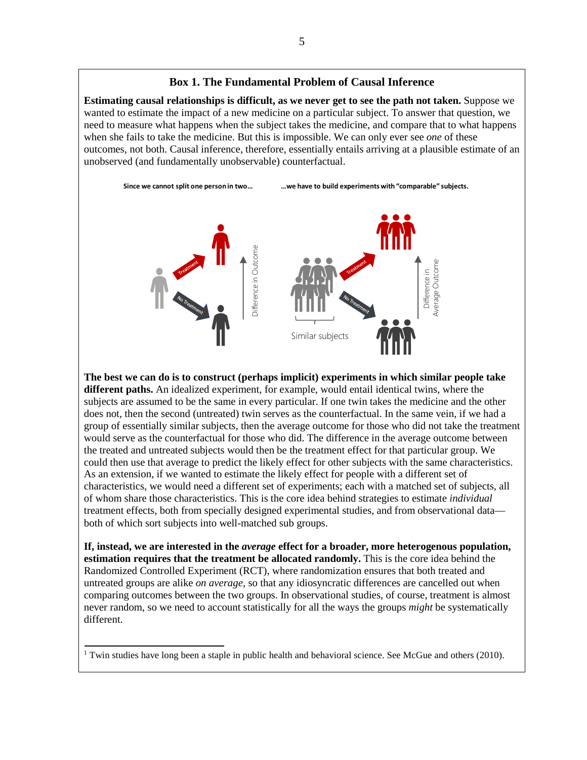### Box 1. The Fundamental Problem of Causal Inference

**Estimating causal relationships is difficult, as we never get to see the path not taken.** Suppose we wanted to estimate the impact of a new medicine on a particular subject. To answer that question, we need to measure what happens when the subject takes the medicine, and compare that to what happens when she fails to take the medicine. But this is impossible. We can only ever see *one* of these outcomes, not both. Causal inference, therefore, essentially entails arriving at a plausible estimate of an unobserved (and fundamentally unobservable) counterfactual.

**Since we cannot split one person in two…** **…we have to build experiments with "comparable" subjects.**

**The best we can do is to construct (perhaps implicit) experiments in which similar people take different paths.** An idealized experiment, for example, would entail identical twins, where the subjects are assumed to be the same in every particular. If one twin takes the medicine and the other does not, then the second (untreated) twin serves as the counterfactual. In the same vein, if we had a group of essentially similar subjects, then the average outcome for those who did not take the treatment would serve as the counterfactual for those who did. The difference in the average outcome between the treated and untreated subjects would then be the treatment effect for that particular group. We could then use that average to predict the likely effect for other subjects with the same characteristics. As an extension, if we wanted to estimate the likely effect for people with a different set of characteristics, we would need a different set of experiments; each with a matched set of subjects, all of whom share those characteristics. This is the core idea behind strategies to estimate *individual* treatment effects, both from specially designed experimental studies, and from observational data—both of which sort subjects into well-matched sub groups.

**If, instead, we are interested in the *average* effect for a broader, more heterogenous population, estimation requires that the treatment be allocated randomly.** This is the core idea behind the Randomized Controlled Experiment (RCT), where randomization ensures that both treated and untreated groups are alike *on average*, so that any idiosyncratic differences are cancelled out when comparing outcomes between the two groups. In observational studies, of course, treatment is almost never random, so we need to account statistically for all the ways the groups *might* be systematically different.

[1] Twin studies have long been a staple in public health and behavioral science. See McGue and others (2010).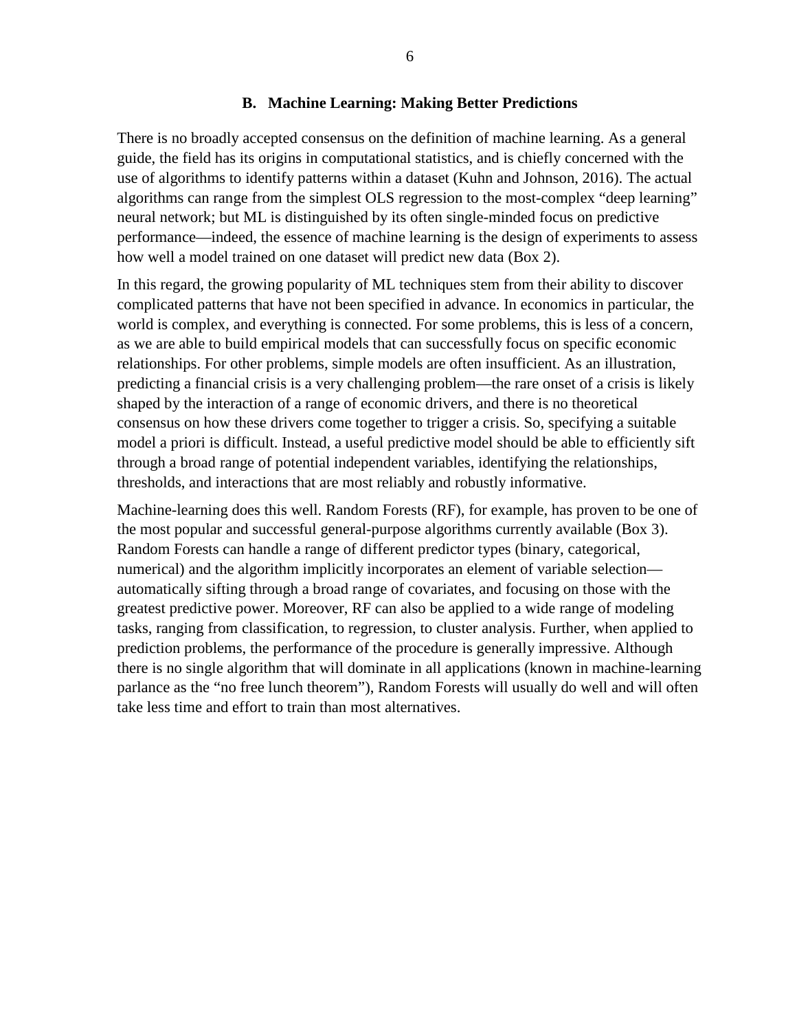### B. Machine Learning: Making Better Predictions

There is no broadly accepted consensus on the definition of machine learning. As a general guide, the field has its origins in computational statistics, and is chiefly concerned with the use of algorithms to identify patterns within a dataset (Kuhn and Johnson, 2016). The actual algorithms can range from the simplest OLS regression to the most-complex "deep learning" neural network; but ML is distinguished by its often single-minded focus on predictive performance—indeed, the essence of machine learning is the design of experiments to assess how well a model trained on one dataset will predict new data (Box 2).

In this regard, the growing popularity of ML techniques stem from their ability to discover complicated patterns that have not been specified in advance. In economics in particular, the world is complex, and everything is connected. For some problems, this is less of a concern, as we are able to build empirical models that can successfully focus on specific economic relationships. For other problems, simple models are often insufficient. As an illustration, predicting a financial crisis is a very challenging problem—the rare onset of a crisis is likely shaped by the interaction of a range of economic drivers, and there is no theoretical consensus on how these drivers come together to trigger a crisis. So, specifying a suitable model a priori is difficult. Instead, a useful predictive model should be able to efficiently sift through a broad range of potential independent variables, identifying the relationships, thresholds, and interactions that are most reliably and robustly informative.

Machine-learning does this well. Random Forests (RF), for example, has proven to be one of the most popular and successful general-purpose algorithms currently available (Box 3). Random Forests can handle a range of different predictor types (binary, categorical, numerical) and the algorithm implicitly incorporates an element of variable selection—automatically sifting through a broad range of covariates, and focusing on those with the greatest predictive power. Moreover, RF can also be applied to a wide range of modeling tasks, ranging from classification, to regression, to cluster analysis. Further, when applied to prediction problems, the performance of the procedure is generally impressive. Although there is no single algorithm that will dominate in all applications (known in machine-learning parlance as the "no free lunch theorem"), Random Forests will usually do well and will often take less time and effort to train than most alternatives.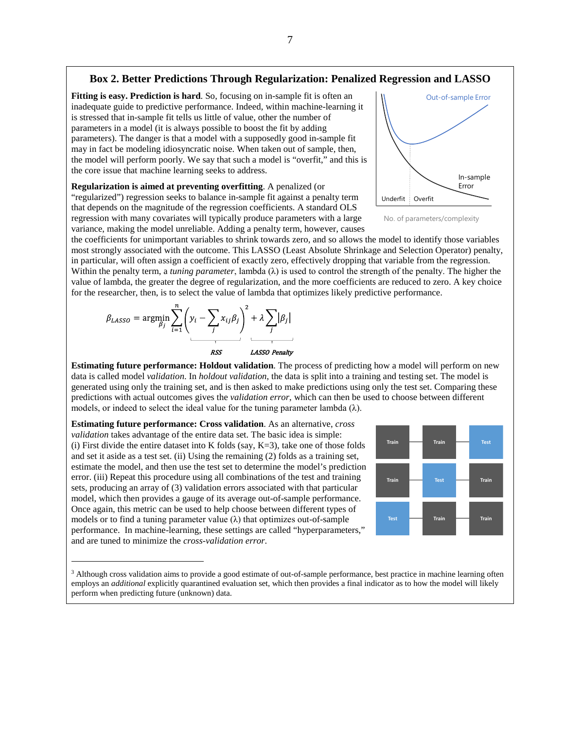### Box 2. Better Predictions Through Regularization: Penalized Regression and LASSO

**Fitting is easy. Prediction is hard**. So, focusing on in-sample fit is often an inadequate guide to predictive performance. Indeed, within machine-learning it is stressed that in-sample fit tells us little of value, other the number of parameters in a model (it is always possible to boost the fit by adding parameters). The danger is that a model with a supposedly good in-sample fit may in fact be modeling idiosyncratic noise. When taken out of sample, then, the model will perform poorly. We say that such a model is "overfit," and this is the core issue that machine learning seeks to address.

**Regularization is aimed at preventing overfitting**. A penalized (or "regularized") regression seeks to balance in-sample fit against a penalty term that depends on the magnitude of the regression coefficients. A standard OLS regression with many covariates will typically produce parameters with a large variance, making the model unreliable. Adding a penalty term, however, causes the coefficients for unimportant variables to shrink towards zero, and so allows the model to identify those variables most strongly associated with the outcome. This LASSO (Least Absolute Shrinkage and Selection Operator) penalty, in particular, will often assign a coefficient of exactly zero, effectively dropping that variable from the regression. Within the penalty term, a *tuning parameter*, lambda (λ) is used to control the strength of the penalty. The higher the value of lambda, the greater the degree of regularization, and the more coefficients are reduced to zero. A key choice for the researcher, then, is to select the value of lambda that optimizes likely predictive performance.

Out-of-sample Error

In-sample Error

Underfit | Overfit

No. of parameters/complexity

$$\beta_{LASSO} = \underset{\beta_j}{\operatorname{argmin}} \underbrace{\sum_{i=1}^{n}\left(y_i - \sum_j x_{ij}\beta_j\right)^2}_{RSS} + \underbrace{\lambda \sum_j |\beta_j|}_{LASSO\ Penalty}$$

**Estimating future performance: Holdout validation**. The process of predicting how a model will perform on new data is called model *validation*. In *holdout validation*, the data is split into a training and testing set. The model is generated using only the training set, and is then asked to make predictions using only the test set. Comparing these predictions with actual outcomes gives the *validation error*, which can then be used to choose between different models, or indeed to select the ideal value for the tuning parameter lambda (λ).

**Estimating future performance: Cross validation**. As an alternative, *cross validation* takes advantage of the entire data set. The basic idea is simple: (i) First divide the entire dataset into K folds (say, K=3), take one of those folds and set it aside as a test set. (ii) Using the remaining (2) folds as a training set, estimate the model, and then use the test set to determine the model's prediction error. (iii) Repeat this procedure using all combinations of the test and training sets, producing an array of (3) validation errors associated with that particular model, which then provides a gauge of its average out-of-sample performance. Once again, this metric can be used to help choose between different types of models or to find a tuning parameter value (λ) that optimizes out-of-sample performance. In machine-learning, these settings are called "hyperparameters," and are tuned to minimize the *cross-validation error*.

| | | |
|---|---|---|
| Train | Train | Test |
| Train | Test | Train |
| Test | Train | Train |

[3] Although cross validation aims to provide a good estimate of out-of-sample performance, best practice in machine learning often employs an *additional* explicitly quarantined evaluation set, which then provides a final indicator as to how the model will likely perform when predicting future (unknown) data.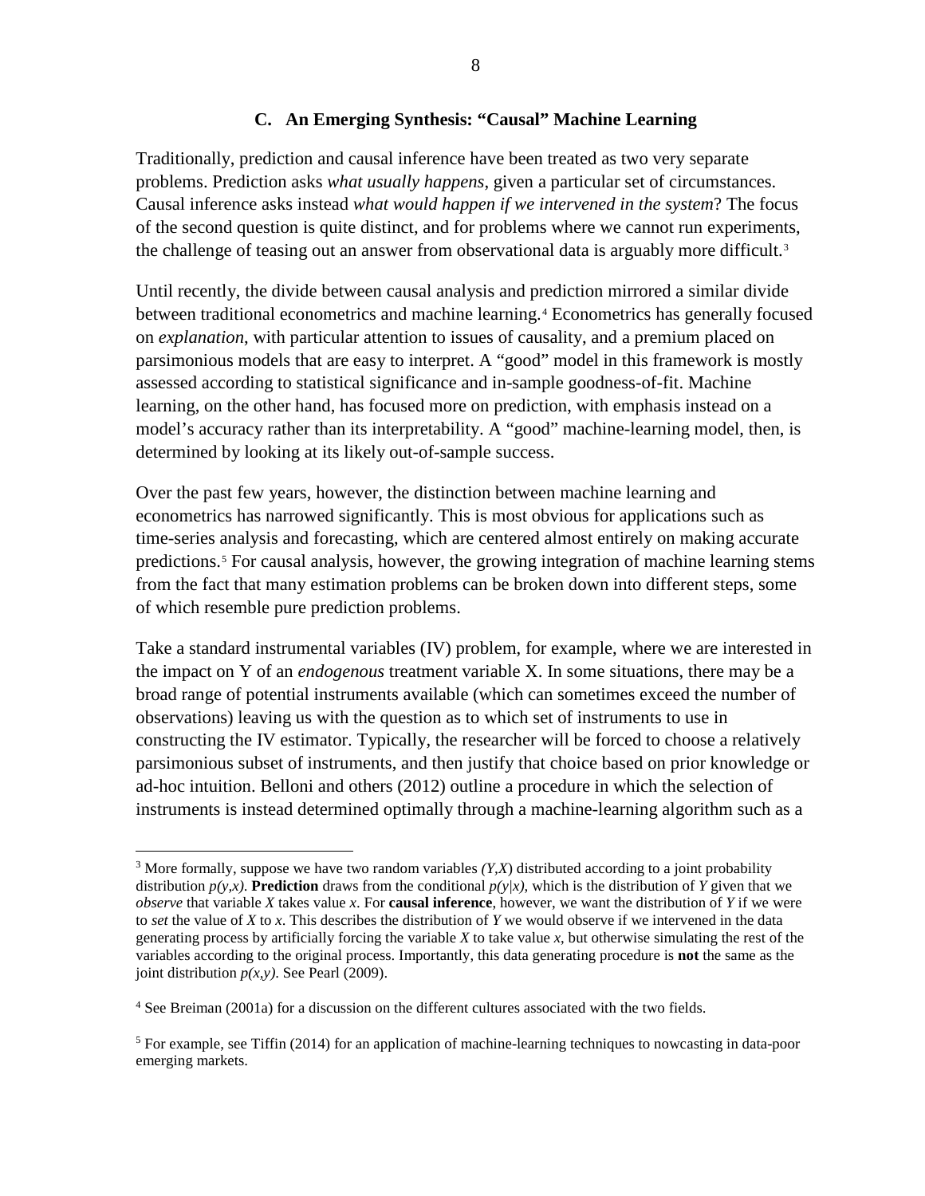### C. An Emerging Synthesis: "Causal" Machine Learning

Traditionally, prediction and causal inference have been treated as two very separate problems. Prediction asks *what usually happens*, given a particular set of circumstances. Causal inference asks instead *what would happen if we intervened in the system*? The focus of the second question is quite distinct, and for problems where we cannot run experiments, the challenge of teasing out an answer from observational data is arguably more difficult.[3]

Until recently, the divide between causal analysis and prediction mirrored a similar divide between traditional econometrics and machine learning.[4] Econometrics has generally focused on *explanation*, with particular attention to issues of causality, and a premium placed on parsimonious models that are easy to interpret. A "good" model in this framework is mostly assessed according to statistical significance and in-sample goodness-of-fit. Machine learning, on the other hand, has focused more on prediction, with emphasis instead on a model's accuracy rather than its interpretability. A "good" machine-learning model, then, is determined by looking at its likely out-of-sample success.

Over the past few years, however, the distinction between machine learning and econometrics has narrowed significantly. This is most obvious for applications such as time-series analysis and forecasting, which are centered almost entirely on making accurate predictions.[5] For causal analysis, however, the growing integration of machine learning stems from the fact that many estimation problems can be broken down into different steps, some of which resemble pure prediction problems.

Take a standard instrumental variables (IV) problem, for example, where we are interested in the impact on Y of an *endogenous* treatment variable X. In some situations, there may be a broad range of potential instruments available (which can sometimes exceed the number of observations) leaving us with the question as to which set of instruments to use in constructing the IV estimator. Typically, the researcher will be forced to choose a relatively parsimonious subset of instruments, and then justify that choice based on prior knowledge or ad-hoc intuition. Belloni and others (2012) outline a procedure in which the selection of instruments is instead determined optimally through a machine-learning algorithm such as a

---

[3] More formally, suppose we have two random variables $(Y,X)$ distributed according to a joint probability distribution $p(y,x)$. **Prediction** draws from the conditional $p(y|x)$, which is the distribution of $Y$ given that we *observe* that variable $X$ takes value $x$. For **causal inference**, however, we want the distribution of $Y$ if we were to *set* the value of $X$ to $x$. This describes the distribution of $Y$ we would observe if we intervened in the data generating process by artificially forcing the variable $X$ to take value $x$, but otherwise simulating the rest of the variables according to the original process. Importantly, this data generating procedure is **not** the same as the joint distribution $p(x,y)$. See Pearl (2009).

[4] See Breiman (2001a) for a discussion on the different cultures associated with the two fields.

[5] For example, see Tiffin (2014) for an application of machine-learning techniques to nowcasting in data-poor emerging markets.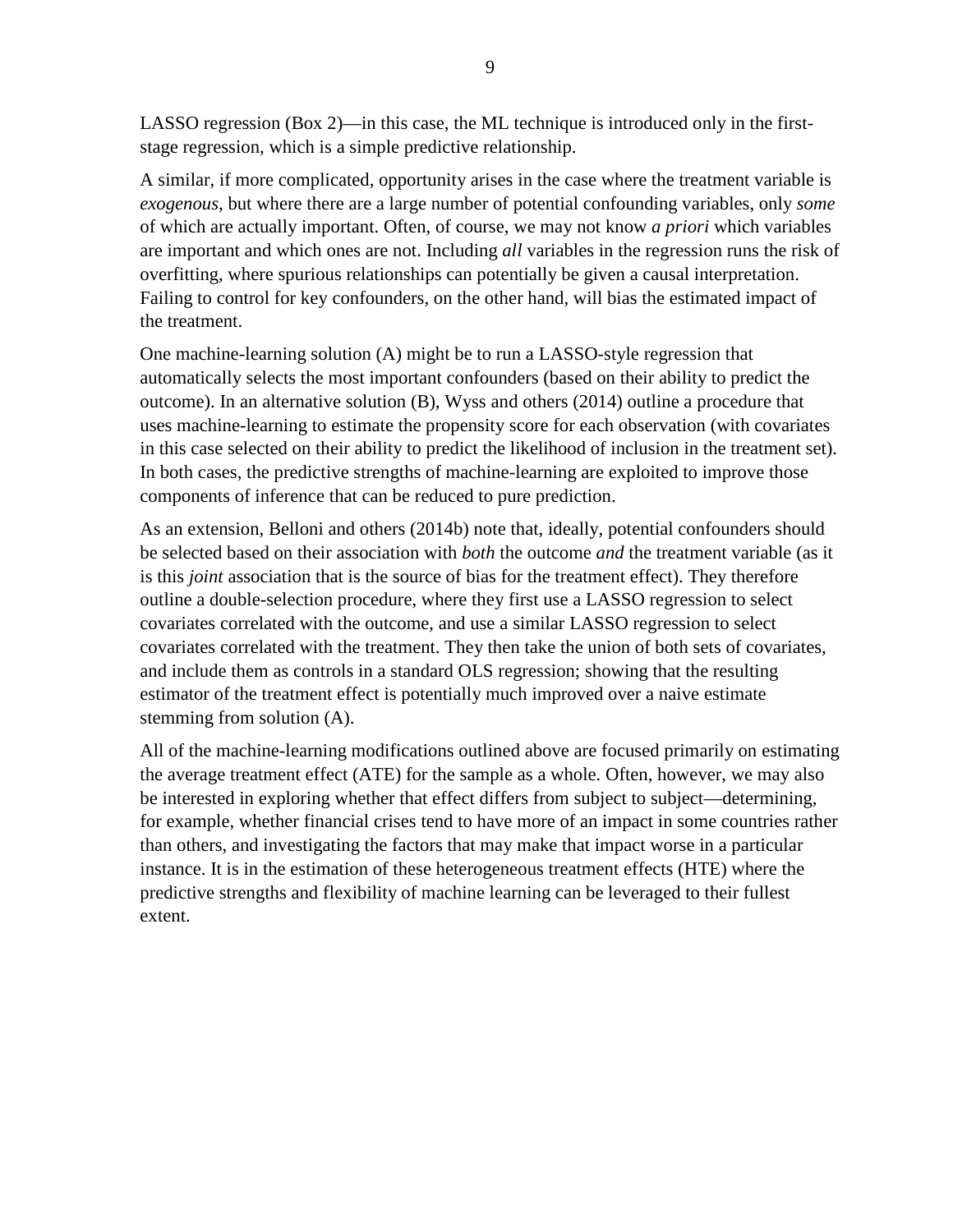LASSO regression (Box 2)—in this case, the ML technique is introduced only in the first-stage regression, which is a simple predictive relationship.

A similar, if more complicated, opportunity arises in the case where the treatment variable is *exogenous*, but where there are a large number of potential confounding variables, only *some* of which are actually important. Often, of course, we may not know *a priori* which variables are important and which ones are not. Including *all* variables in the regression runs the risk of overfitting, where spurious relationships can potentially be given a causal interpretation. Failing to control for key confounders, on the other hand, will bias the estimated impact of the treatment.

One machine-learning solution (A) might be to run a LASSO-style regression that automatically selects the most important confounders (based on their ability to predict the outcome). In an alternative solution (B), Wyss and others (2014) outline a procedure that uses machine-learning to estimate the propensity score for each observation (with covariates in this case selected on their ability to predict the likelihood of inclusion in the treatment set). In both cases, the predictive strengths of machine-learning are exploited to improve those components of inference that can be reduced to pure prediction.

As an extension, Belloni and others (2014b) note that, ideally, potential confounders should be selected based on their association with *both* the outcome *and* the treatment variable (as it is this *joint* association that is the source of bias for the treatment effect). They therefore outline a double-selection procedure, where they first use a LASSO regression to select covariates correlated with the outcome, and use a similar LASSO regression to select covariates correlated with the treatment. They then take the union of both sets of covariates, and include them as controls in a standard OLS regression; showing that the resulting estimator of the treatment effect is potentially much improved over a naive estimate stemming from solution (A).

All of the machine-learning modifications outlined above are focused primarily on estimating the average treatment effect (ATE) for the sample as a whole. Often, however, we may also be interested in exploring whether that effect differs from subject to subject—determining, for example, whether financial crises tend to have more of an impact in some countries rather than others, and investigating the factors that may make that impact worse in a particular instance. It is in the estimation of these heterogeneous treatment effects (HTE) where the predictive strengths and flexibility of machine learning can be leveraged to their fullest extent.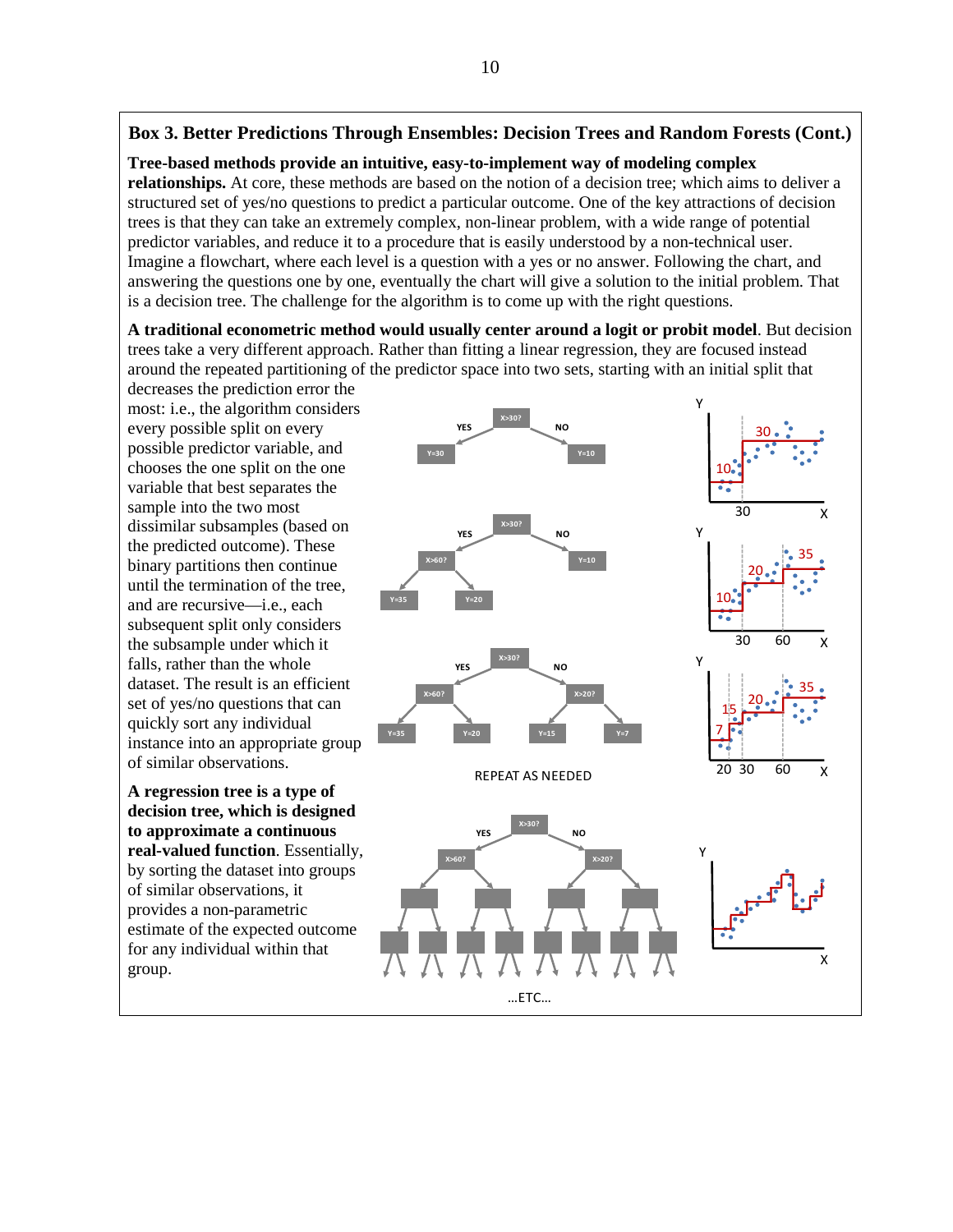**Box 3. Better Predictions Through Ensembles: Decision Trees and Random Forests (Cont.)**

**Tree-based methods provide an intuitive, easy-to-implement way of modeling complex relationships.** At core, these methods are based on the notion of a decision tree; which aims to deliver a structured set of yes/no questions to predict a particular outcome. One of the key attractions of decision trees is that they can take an extremely complex, non-linear problem, with a wide range of potential predictor variables, and reduce it to a procedure that is easily understood by a non-technical user. Imagine a flowchart, where each level is a question with a yes or no answer. Following the chart, and answering the questions one by one, eventually the chart will give a solution to the initial problem. That is a decision tree. The challenge for the algorithm is to come up with the right questions.

**A traditional econometric method would usually center around a logit or probit model**. But decision trees take a very different approach. Rather than fitting a linear regression, they are focused instead around the repeated partitioning of the predictor space into two sets, starting with an initial split that decreases the prediction error the most: i.e., the algorithm considers every possible split on every possible predictor variable, and chooses the one split on the one variable that best separates the sample into the two most dissimilar subsamples (based on the predicted outcome). These binary partitions then continue until the termination of the tree, and are recursive—i.e., each subsequent split only considers the subsample under which it falls, rather than the whole dataset. The result is an efficient set of yes/no questions that can quickly sort any individual instance into an appropriate group of similar observations.

**A regression tree is a type of decision tree, which is designed to approximate a continuous real-valued function**. Essentially, by sorting the dataset into groups of similar observations, it provides a non-parametric estimate of the expected outcome for any individual within that group.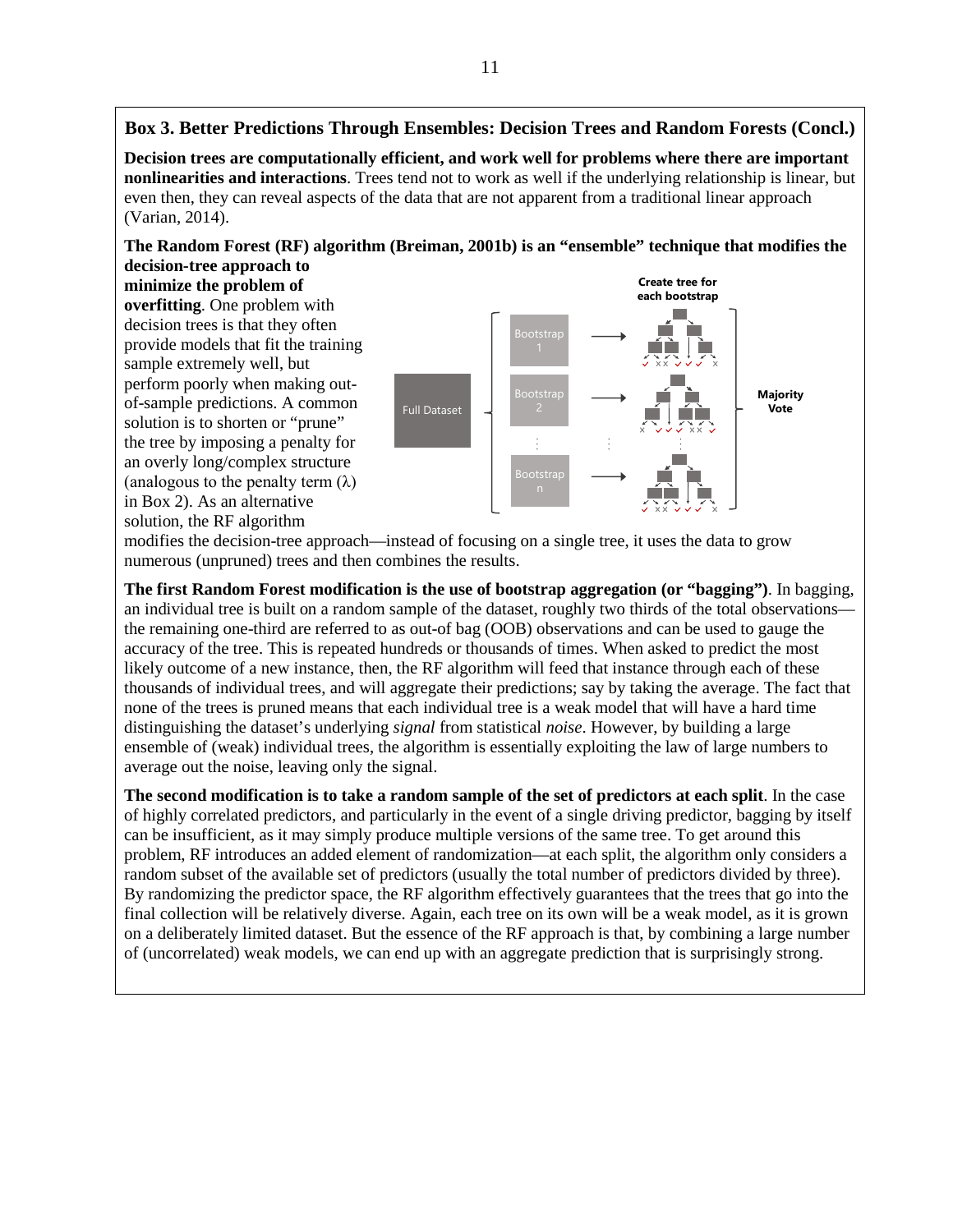### Box 3. Better Predictions Through Ensembles: Decision Trees and Random Forests (Concl.)

**Decision trees are computationally efficient, and work well for problems where there are important nonlinearities and interactions**. Trees tend not to work as well if the underlying relationship is linear, but even then, they can reveal aspects of the data that are not apparent from a traditional linear approach (Varian, 2014).

**The Random Forest (RF) algorithm (Breiman, 2001b) is an "ensemble" technique that modifies the decision-tree approach to minimize the problem of overfitting**. One problem with decision trees is that they often provide models that fit the training sample extremely well, but perform poorly when making out-of-sample predictions. A common solution is to shorten or "prune" the tree by imposing a penalty for an overly long/complex structure (analogous to the penalty term (λ) in Box 2). As an alternative solution, the RF algorithm modifies the decision-tree approach—instead of focusing on a single tree, it uses the data to grow numerous (unpruned) trees and then combines the results.

**The first Random Forest modification is the use of bootstrap aggregation (or "bagging")**. In bagging, an individual tree is built on a random sample of the dataset, roughly two thirds of the total observations—the remaining one-third are referred to as out-of bag (OOB) observations and can be used to gauge the accuracy of the tree. This is repeated hundreds or thousands of times. When asked to predict the most likely outcome of a new instance, then, the RF algorithm will feed that instance through each of these thousands of individual trees, and will aggregate their predictions; say by taking the average. The fact that none of the trees is pruned means that each individual tree is a weak model that will have a hard time distinguishing the dataset's underlying *signal* from statistical *noise*. However, by building a large ensemble of (weak) individual trees, the algorithm is essentially exploiting the law of large numbers to average out the noise, leaving only the signal.

**The second modification is to take a random sample of the set of predictors at each split**. In the case of highly correlated predictors, and particularly in the event of a single driving predictor, bagging by itself can be insufficient, as it may simply produce multiple versions of the same tree. To get around this problem, RF introduces an added element of randomization—at each split, the algorithm only considers a random subset of the available set of predictors (usually the total number of predictors divided by three). By randomizing the predictor space, the RF algorithm effectively guarantees that the trees that go into the final collection will be relatively diverse. Again, each tree on its own will be a weak model, as it is grown on a deliberately limited dataset. But the essence of the RF approach is that, by combining a large number of (uncorrelated) weak models, we can end up with an aggregate prediction that is surprisingly strong.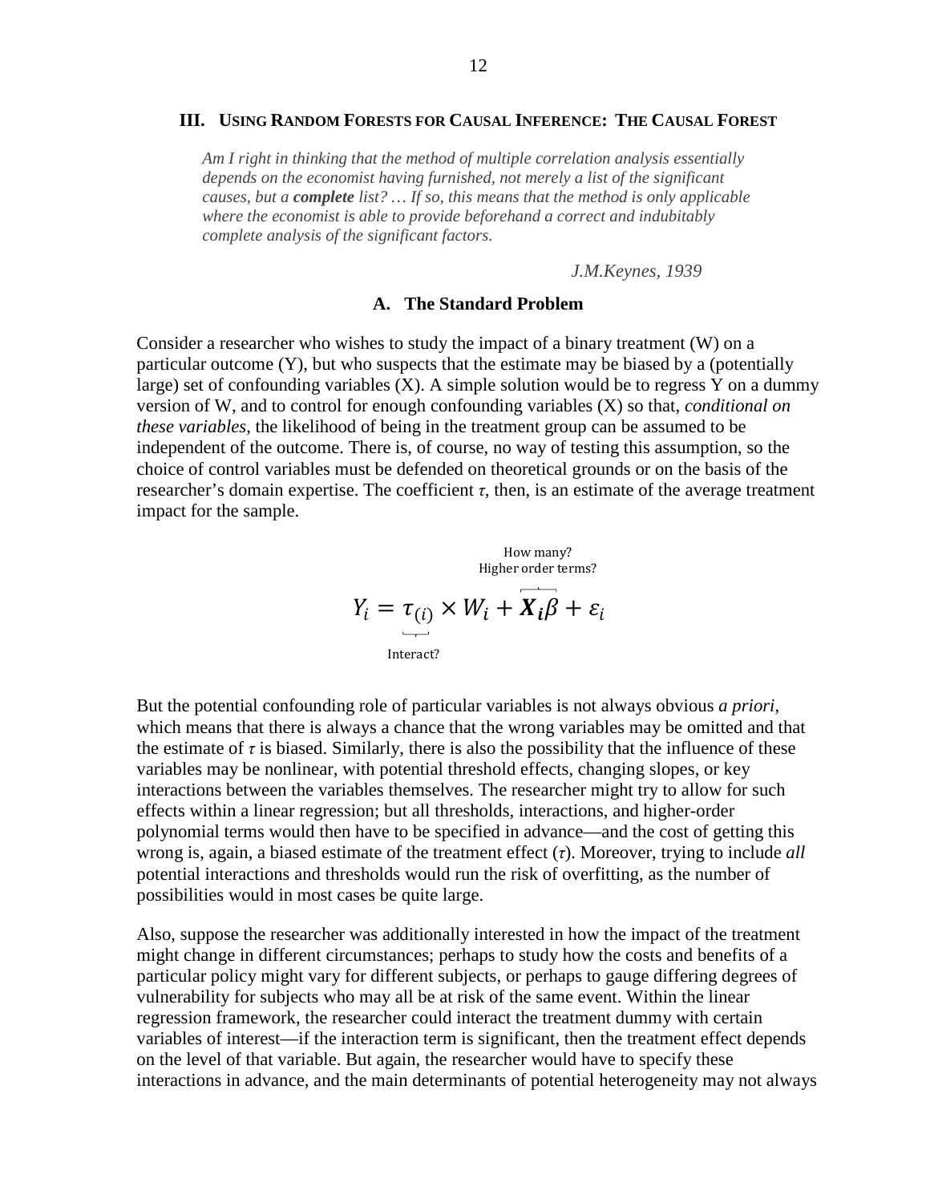## III. Using Random Forests for Causal Inference: The Causal Forest

> *Am I right in thinking that the method of multiple correlation analysis essentially depends on the economist having furnished, not merely a list of the significant causes, but a **complete** list? … If so, this means that the method is only applicable where the economist is able to provide beforehand a correct and indubitably complete analysis of the significant factors.*
>
> *J.M.Keynes, 1939*

### A. The Standard Problem

Consider a researcher who wishes to study the impact of a binary treatment (W) on a particular outcome (Y), but who suspects that the estimate may be biased by a (potentially large) set of confounding variables (X). A simple solution would be to regress Y on a dummy version of W, and to control for enough confounding variables (X) so that, *conditional on these variables*, the likelihood of being in the treatment group can be assumed to be independent of the outcome. There is, of course, no way of testing this assumption, so the choice of control variables must be defended on theoretical grounds or on the basis of the researcher's domain expertise. The coefficient $\tau$, then, is an estimate of the average treatment impact for the sample.

$$Y_i = \underbrace{\tau_{(i)}}_{\text{Interact?}} \times W_i + \overbrace{\boldsymbol{X_i}\beta}^{\substack{\text{How many?} \\ \text{Higher order terms?}}} + \varepsilon_i$$

But the potential confounding role of particular variables is not always obvious *a priori*, which means that there is always a chance that the wrong variables may be omitted and that the estimate of $\tau$ is biased. Similarly, there is also the possibility that the influence of these variables may be nonlinear, with potential threshold effects, changing slopes, or key interactions between the variables themselves. The researcher might try to allow for such effects within a linear regression; but all thresholds, interactions, and higher-order polynomial terms would then have to be specified in advance—and the cost of getting this wrong is, again, a biased estimate of the treatment effect ($\tau$). Moreover, trying to include *all* potential interactions and thresholds would run the risk of overfitting, as the number of possibilities would in most cases be quite large.

Also, suppose the researcher was additionally interested in how the impact of the treatment might change in different circumstances; perhaps to study how the costs and benefits of a particular policy might vary for different subjects, or perhaps to gauge differing degrees of vulnerability for subjects who may all be at risk of the same event. Within the linear regression framework, the researcher could interact the treatment dummy with certain variables of interest—if the interaction term is significant, then the treatment effect depends on the level of that variable. But again, the researcher would have to specify these interactions in advance, and the main determinants of potential heterogeneity may not always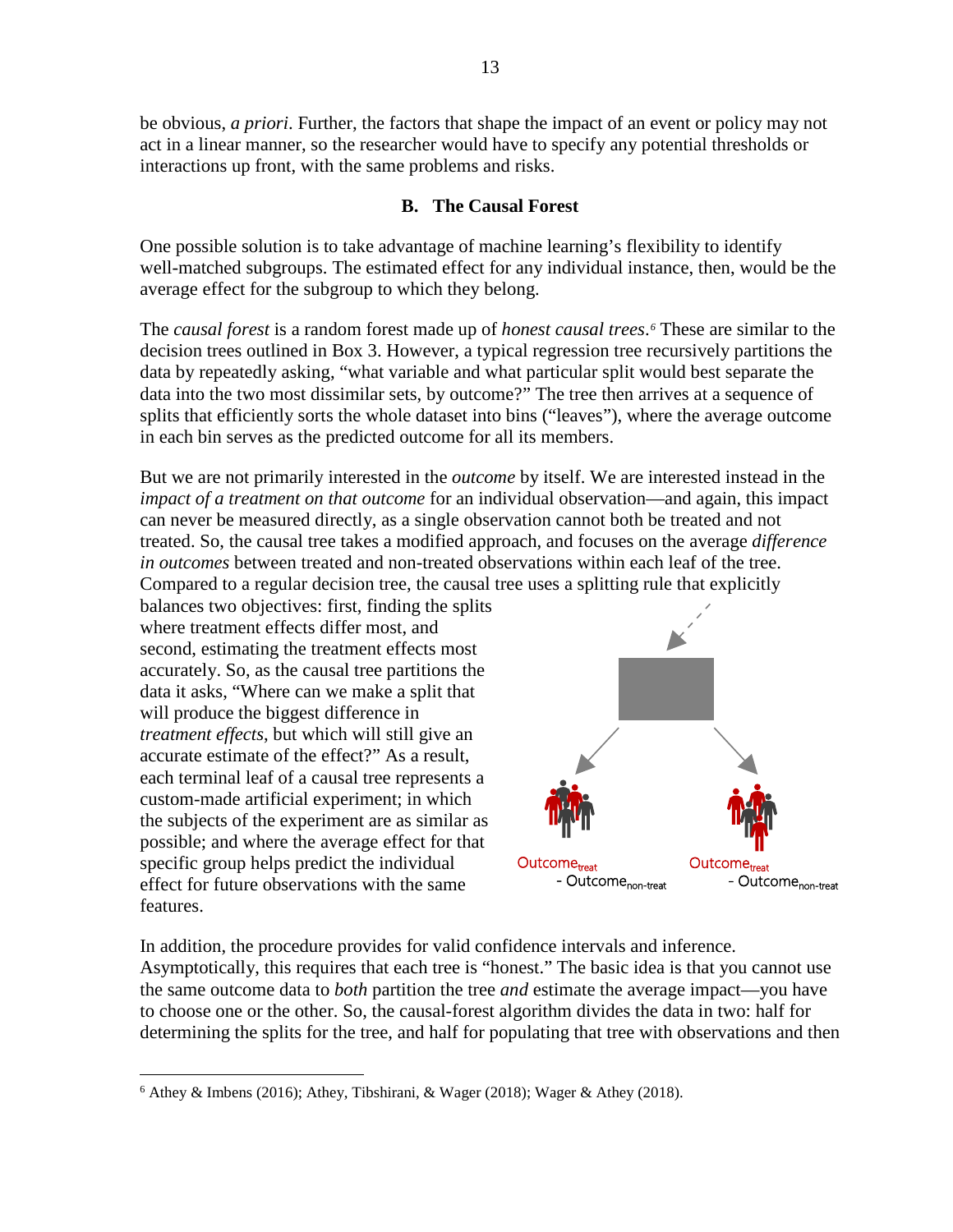be obvious, *a priori*. Further, the factors that shape the impact of an event or policy may not act in a linear manner, so the researcher would have to specify any potential thresholds or interactions up front, with the same problems and risks.

### B. The Causal Forest

One possible solution is to take advantage of machine learning's flexibility to identify well-matched subgroups. The estimated effect for any individual instance, then, would be the average effect for the subgroup to which they belong.

The *causal forest* is a random forest made up of *honest causal trees*.[6] These are similar to the decision trees outlined in Box 3. However, a typical regression tree recursively partitions the data by repeatedly asking, "what variable and what particular split would best separate the data into the two most dissimilar sets, by outcome?" The tree then arrives at a sequence of splits that efficiently sorts the whole dataset into bins ("leaves"), where the average outcome in each bin serves as the predicted outcome for all its members.

But we are not primarily interested in the *outcome* by itself. We are interested instead in the *impact of a treatment on that outcome* for an individual observation—and again, this impact can never be measured directly, as a single observation cannot both be treated and not treated. So, the causal tree takes a modified approach, and focuses on the average *difference in outcomes* between treated and non-treated observations within each leaf of the tree. Compared to a regular decision tree, the causal tree uses a splitting rule that explicitly balances two objectives: first, finding the splits where treatment effects differ most, and second, estimating the treatment effects most accurately. So, as the causal tree partitions the data it asks, "Where can we make a split that will produce the biggest difference in *treatment effects*, but which will still give an accurate estimate of the effect?" As a result, each terminal leaf of a causal tree represents a custom-made artificial experiment; in which the subjects of the experiment are as similar as possible; and where the average effect for that specific group helps predict the individual effect for future observations with the same features.

$\text{Outcome}_{\text{treat}} - \text{Outcome}_{\text{non-treat}}$ $\quad$ $\text{Outcome}_{\text{treat}} - \text{Outcome}_{\text{non-treat}}$

In addition, the procedure provides for valid confidence intervals and inference. Asymptotically, this requires that each tree is "honest." The basic idea is that you cannot use the same outcome data to *both* partition the tree *and* estimate the average impact—you have to choose one or the other. So, the causal-forest algorithm divides the data in two: half for determining the splits for the tree, and half for populating that tree with observations and then

[6] Athey & Imbens (2016); Athey, Tibshirani, & Wager (2018); Wager & Athey (2018).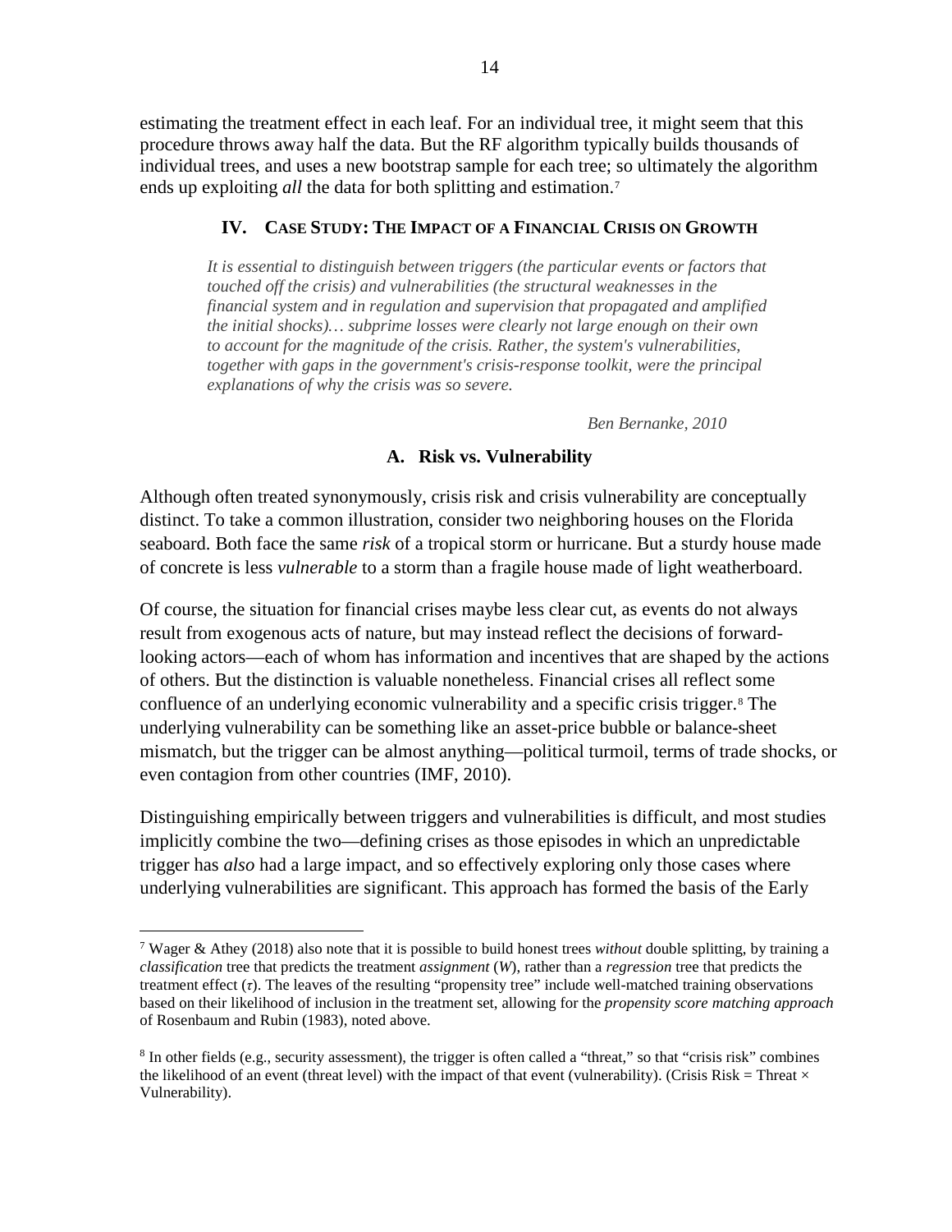estimating the treatment effect in each leaf. For an individual tree, it might seem that this procedure throws away half the data. But the RF algorithm typically builds thousands of individual trees, and uses a new bootstrap sample for each tree; so ultimately the algorithm ends up exploiting *all* the data for both splitting and estimation.[7]

## IV. Case Study: The Impact of a Financial Crisis on Growth

> *It is essential to distinguish between triggers (the particular events or factors that touched off the crisis) and vulnerabilities (the structural weaknesses in the financial system and in regulation and supervision that propagated and amplified the initial shocks)… subprime losses were clearly not large enough on their own to account for the magnitude of the crisis. Rather, the system's vulnerabilities, together with gaps in the government's crisis-response toolkit, were the principal explanations of why the crisis was so severe.*
>
> *Ben Bernanke, 2010*

### A. Risk vs. Vulnerability

Although often treated synonymously, crisis risk and crisis vulnerability are conceptually distinct. To take a common illustration, consider two neighboring houses on the Florida seaboard. Both face the same *risk* of a tropical storm or hurricane. But a sturdy house made of concrete is less *vulnerable* to a storm than a fragile house made of light weatherboard.

Of course, the situation for financial crises maybe less clear cut, as events do not always result from exogenous acts of nature, but may instead reflect the decisions of forward-looking actors—each of whom has information and incentives that are shaped by the actions of others. But the distinction is valuable nonetheless. Financial crises all reflect some confluence of an underlying economic vulnerability and a specific crisis trigger.[8] The underlying vulnerability can be something like an asset-price bubble or balance-sheet mismatch, but the trigger can be almost anything—political turmoil, terms of trade shocks, or even contagion from other countries (IMF, 2010).

Distinguishing empirically between triggers and vulnerabilities is difficult, and most studies implicitly combine the two—defining crises as those episodes in which an unpredictable trigger has *also* had a large impact, and so effectively exploring only those cases where underlying vulnerabilities are significant. This approach has formed the basis of the Early

---

[7] Wager & Athey (2018) also note that it is possible to build honest trees *without* double splitting, by training a *classification* tree that predicts the treatment *assignment* ($W$), rather than a *regression* tree that predicts the treatment effect ($\tau$). The leaves of the resulting "propensity tree" include well-matched training observations based on their likelihood of inclusion in the treatment set, allowing for the *propensity score matching approach* of Rosenbaum and Rubin (1983), noted above.

[8] In other fields (e.g., security assessment), the trigger is often called a "threat," so that "crisis risk" combines the likelihood of an event (threat level) with the impact of that event (vulnerability). (Crisis Risk = Threat × Vulnerability).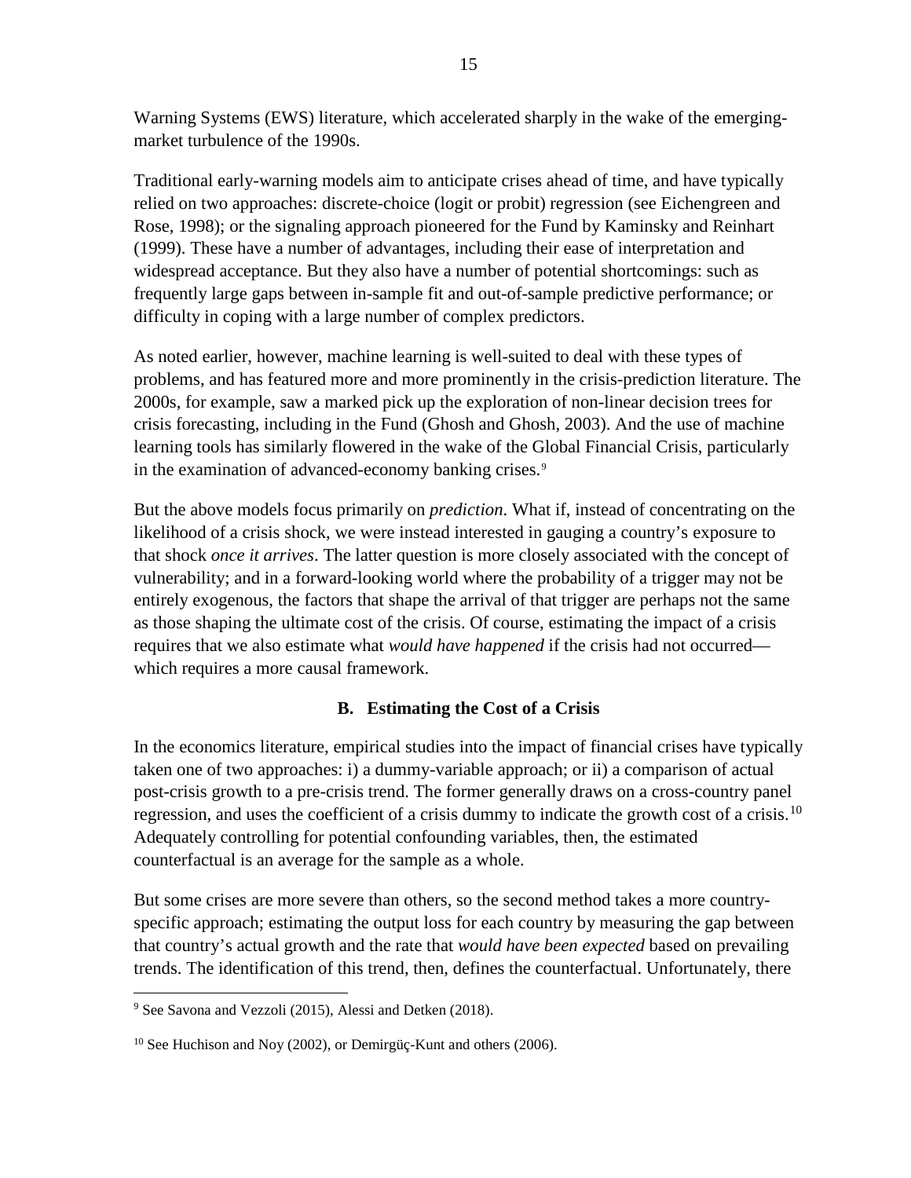Warning Systems (EWS) literature, which accelerated sharply in the wake of the emerging-market turbulence of the 1990s.

Traditional early-warning models aim to anticipate crises ahead of time, and have typically relied on two approaches: discrete-choice (logit or probit) regression (see Eichengreen and Rose, 1998); or the signaling approach pioneered for the Fund by Kaminsky and Reinhart (1999). These have a number of advantages, including their ease of interpretation and widespread acceptance. But they also have a number of potential shortcomings: such as frequently large gaps between in-sample fit and out-of-sample predictive performance; or difficulty in coping with a large number of complex predictors.

As noted earlier, however, machine learning is well-suited to deal with these types of problems, and has featured more and more prominently in the crisis-prediction literature. The 2000s, for example, saw a marked pick up the exploration of non-linear decision trees for crisis forecasting, including in the Fund (Ghosh and Ghosh, 2003). And the use of machine learning tools has similarly flowered in the wake of the Global Financial Crisis, particularly in the examination of advanced-economy banking crises.[9]

But the above models focus primarily on *prediction*. What if, instead of concentrating on the likelihood of a crisis shock, we were instead interested in gauging a country's exposure to that shock *once it arrives*. The latter question is more closely associated with the concept of vulnerability; and in a forward-looking world where the probability of a trigger may not be entirely exogenous, the factors that shape the arrival of that trigger are perhaps not the same as those shaping the ultimate cost of the crisis. Of course, estimating the impact of a crisis requires that we also estimate what *would have happened* if the crisis had not occurred—which requires a more causal framework.

### B. Estimating the Cost of a Crisis

In the economics literature, empirical studies into the impact of financial crises have typically taken one of two approaches: i) a dummy-variable approach; or ii) a comparison of actual post-crisis growth to a pre-crisis trend. The former generally draws on a cross-country panel regression, and uses the coefficient of a crisis dummy to indicate the growth cost of a crisis.[10] Adequately controlling for potential confounding variables, then, the estimated counterfactual is an average for the sample as a whole.

But some crises are more severe than others, so the second method takes a more country-specific approach; estimating the output loss for each country by measuring the gap between that country's actual growth and the rate that *would have been expected* based on prevailing trends. The identification of this trend, then, defines the counterfactual. Unfortunately, there

[9] See Savona and Vezzoli (2015), Alessi and Detken (2018).

[10] See Huchison and Noy (2002), or Demirgüç-Kunt and others (2006).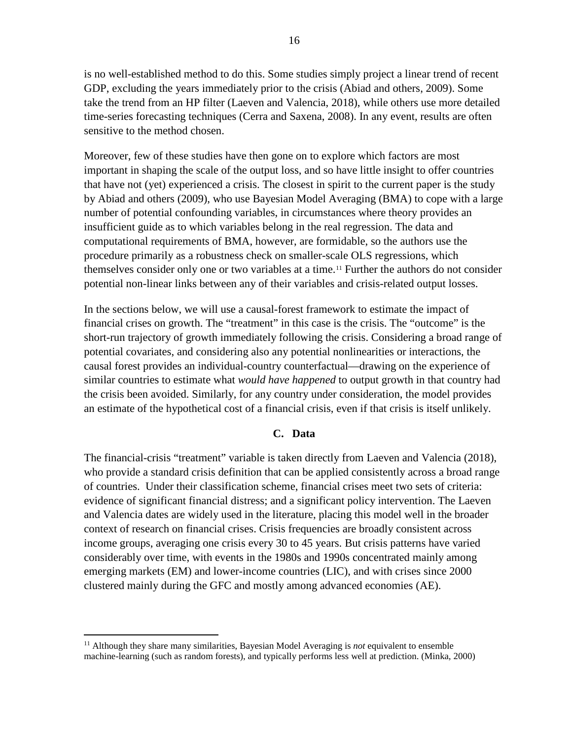is no well-established method to do this. Some studies simply project a linear trend of recent GDP, excluding the years immediately prior to the crisis (Abiad and others, 2009). Some take the trend from an HP filter (Laeven and Valencia, 2018), while others use more detailed time-series forecasting techniques (Cerra and Saxena, 2008). In any event, results are often sensitive to the method chosen.

Moreover, few of these studies have then gone on to explore which factors are most important in shaping the scale of the output loss, and so have little insight to offer countries that have not (yet) experienced a crisis. The closest in spirit to the current paper is the study by Abiad and others (2009), who use Bayesian Model Averaging (BMA) to cope with a large number of potential confounding variables, in circumstances where theory provides an insufficient guide as to which variables belong in the real regression. The data and computational requirements of BMA, however, are formidable, so the authors use the procedure primarily as a robustness check on smaller-scale OLS regressions, which themselves consider only one or two variables at a time.[11] Further the authors do not consider potential non-linear links between any of their variables and crisis-related output losses.

In the sections below, we will use a causal-forest framework to estimate the impact of financial crises on growth. The "treatment" in this case is the crisis. The "outcome" is the short-run trajectory of growth immediately following the crisis. Considering a broad range of potential covariates, and considering also any potential nonlinearities or interactions, the causal forest provides an individual-country counterfactual—drawing on the experience of similar countries to estimate what *would have happened* to output growth in that country had the crisis been avoided. Similarly, for any country under consideration, the model provides an estimate of the hypothetical cost of a financial crisis, even if that crisis is itself unlikely.

### C. Data

The financial-crisis "treatment" variable is taken directly from Laeven and Valencia (2018), who provide a standard crisis definition that can be applied consistently across a broad range of countries. Under their classification scheme, financial crises meet two sets of criteria: evidence of significant financial distress; and a significant policy intervention. The Laeven and Valencia dates are widely used in the literature, placing this model well in the broader context of research on financial crises. Crisis frequencies are broadly consistent across income groups, averaging one crisis every 30 to 45 years. But crisis patterns have varied considerably over time, with events in the 1980s and 1990s concentrated mainly among emerging markets (EM) and lower-income countries (LIC), and with crises since 2000 clustered mainly during the GFC and mostly among advanced economies (AE).

[11] Although they share many similarities, Bayesian Model Averaging is *not* equivalent to ensemble machine-learning (such as random forests), and typically performs less well at prediction. (Minka, 2000)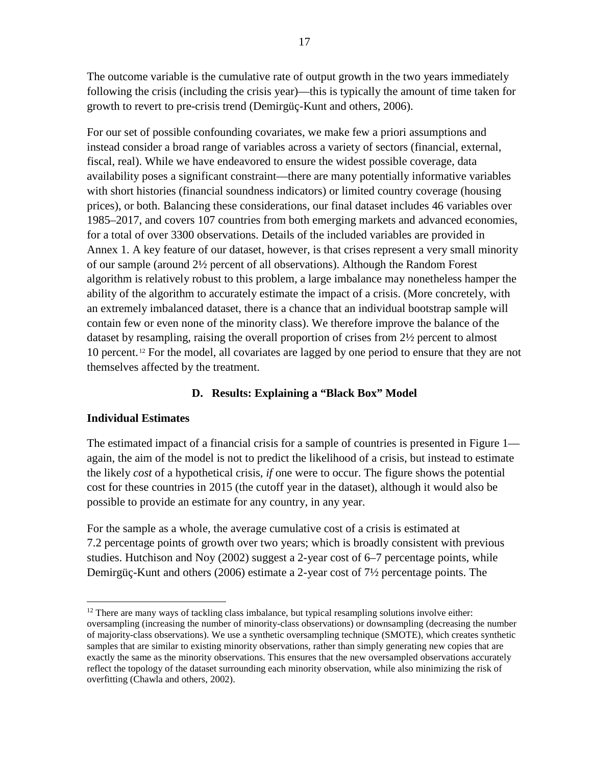The outcome variable is the cumulative rate of output growth in the two years immediately following the crisis (including the crisis year)—this is typically the amount of time taken for growth to revert to pre-crisis trend (Demirgüç-Kunt and others, 2006).

For our set of possible confounding covariates, we make few a priori assumptions and instead consider a broad range of variables across a variety of sectors (financial, external, fiscal, real). While we have endeavored to ensure the widest possible coverage, data availability poses a significant constraint—there are many potentially informative variables with short histories (financial soundness indicators) or limited country coverage (housing prices), or both. Balancing these considerations, our final dataset includes 46 variables over 1985–2017, and covers 107 countries from both emerging markets and advanced economies, for a total of over 3300 observations. Details of the included variables are provided in Annex 1. A key feature of our dataset, however, is that crises represent a very small minority of our sample (around 2½ percent of all observations). Although the Random Forest algorithm is relatively robust to this problem, a large imbalance may nonetheless hamper the ability of the algorithm to accurately estimate the impact of a crisis. (More concretely, with an extremely imbalanced dataset, there is a chance that an individual bootstrap sample will contain few or even none of the minority class). We therefore improve the balance of the dataset by resampling, raising the overall proportion of crises from 2½ percent to almost 10 percent.[12] For the model, all covariates are lagged by one period to ensure that they are not themselves affected by the treatment.

### D. Results: Explaining a "Black Box" Model

**Individual Estimates**

The estimated impact of a financial crisis for a sample of countries is presented in Figure 1—again, the aim of the model is not to predict the likelihood of a crisis, but instead to estimate the likely *cost* of a hypothetical crisis, *if* one were to occur. The figure shows the potential cost for these countries in 2015 (the cutoff year in the dataset), although it would also be possible to provide an estimate for any country, in any year.

For the sample as a whole, the average cumulative cost of a crisis is estimated at 7.2 percentage points of growth over two years; which is broadly consistent with previous studies. Hutchison and Noy (2002) suggest a 2-year cost of 6–7 percentage points, while Demirgüç-Kunt and others (2006) estimate a 2-year cost of 7½ percentage points. The

---

[12] There are many ways of tackling class imbalance, but typical resampling solutions involve either: oversampling (increasing the number of minority-class observations) or downsampling (decreasing the number of majority-class observations). We use a synthetic oversampling technique (SMOTE), which creates synthetic samples that are similar to existing minority observations, rather than simply generating new copies that are exactly the same as the minority observations. This ensures that the new oversampled observations accurately reflect the topology of the dataset surrounding each minority observation, while also minimizing the risk of overfitting (Chawla and others, 2002).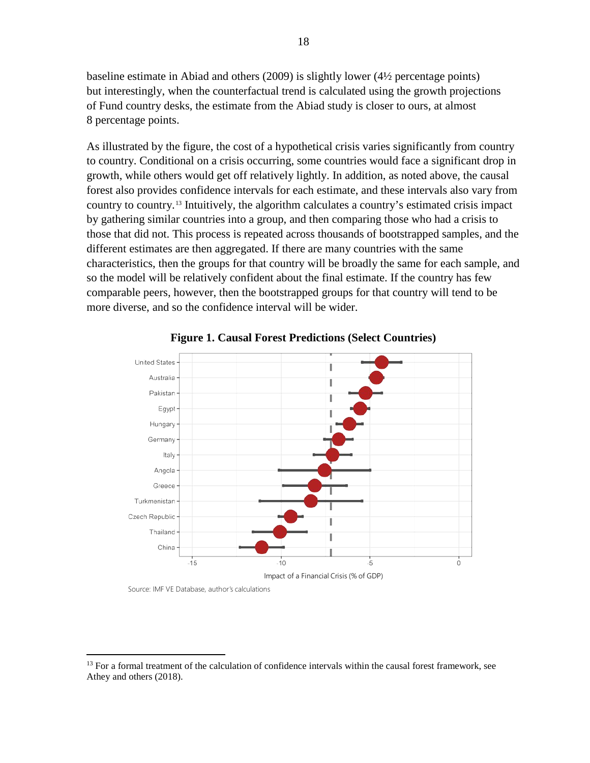baseline estimate in Abiad and others (2009) is slightly lower (4½ percentage points) but interestingly, when the counterfactual trend is calculated using the growth projections of Fund country desks, the estimate from the Abiad study is closer to ours, at almost 8 percentage points.

As illustrated by the figure, the cost of a hypothetical crisis varies significantly from country to country. Conditional on a crisis occurring, some countries would face a significant drop in growth, while others would get off relatively lightly. In addition, as noted above, the causal forest also provides confidence intervals for each estimate, and these intervals also vary from country to country.[13] Intuitively, the algorithm calculates a country's estimated crisis impact by gathering similar countries into a group, and then comparing those who had a crisis to those that did not. This process is repeated across thousands of bootstrapped samples, and the different estimates are then aggregated. If there are many countries with the same characteristics, then the groups for that country will be broadly the same for each sample, and so the model will be relatively confident about the final estimate. If the country has few comparable peers, however, then the bootstrapped groups for that country will tend to be more diverse, and so the confidence interval will be wider.

**Figure 1. Causal Forest Predictions (Select Countries)**

Source: IMF VE Database, author's calculations

[13] For a formal treatment of the calculation of confidence intervals within the causal forest framework, see Athey and others (2018).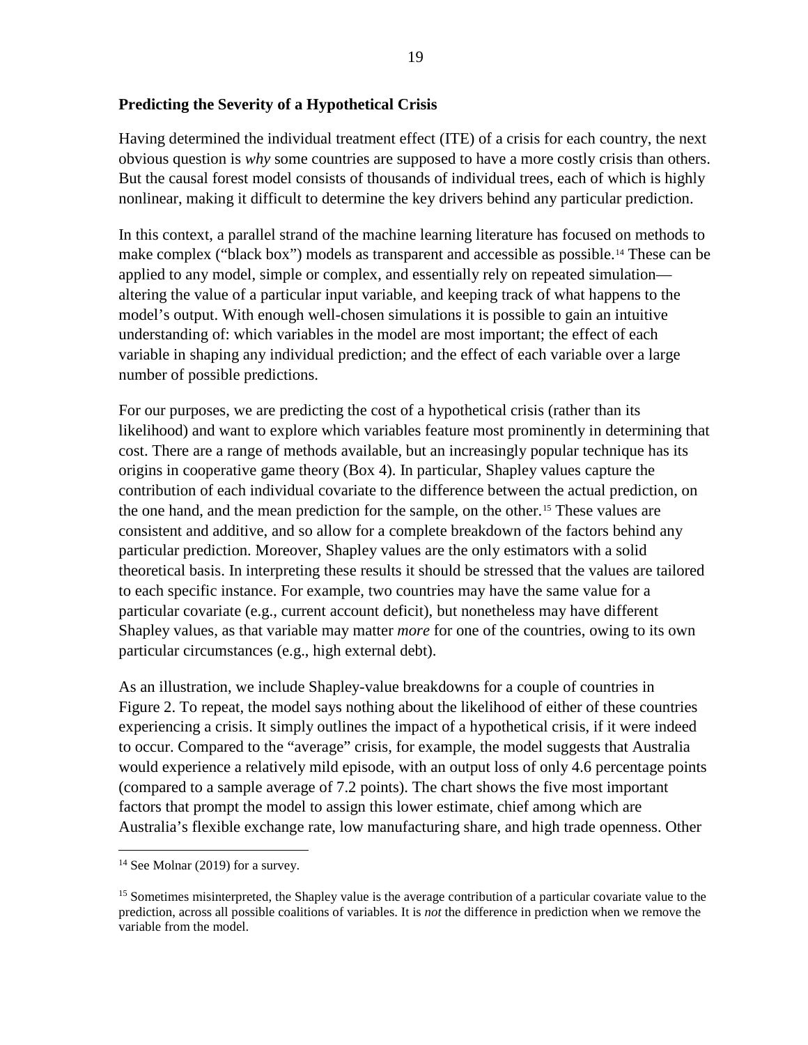### Predicting the Severity of a Hypothetical Crisis

Having determined the individual treatment effect (ITE) of a crisis for each country, the next obvious question is *why* some countries are supposed to have a more costly crisis than others. But the causal forest model consists of thousands of individual trees, each of which is highly nonlinear, making it difficult to determine the key drivers behind any particular prediction.

In this context, a parallel strand of the machine learning literature has focused on methods to make complex ("black box") models as transparent and accessible as possible.[14] These can be applied to any model, simple or complex, and essentially rely on repeated simulation—altering the value of a particular input variable, and keeping track of what happens to the model's output. With enough well-chosen simulations it is possible to gain an intuitive understanding of: which variables in the model are most important; the effect of each variable in shaping any individual prediction; and the effect of each variable over a large number of possible predictions.

For our purposes, we are predicting the cost of a hypothetical crisis (rather than its likelihood) and want to explore which variables feature most prominently in determining that cost. There are a range of methods available, but an increasingly popular technique has its origins in cooperative game theory (Box 4). In particular, Shapley values capture the contribution of each individual covariate to the difference between the actual prediction, on the one hand, and the mean prediction for the sample, on the other.[15] These values are consistent and additive, and so allow for a complete breakdown of the factors behind any particular prediction. Moreover, Shapley values are the only estimators with a solid theoretical basis. In interpreting these results it should be stressed that the values are tailored to each specific instance. For example, two countries may have the same value for a particular covariate (e.g., current account deficit), but nonetheless may have different Shapley values, as that variable may matter *more* for one of the countries, owing to its own particular circumstances (e.g., high external debt).

As an illustration, we include Shapley-value breakdowns for a couple of countries in Figure 2. To repeat, the model says nothing about the likelihood of either of these countries experiencing a crisis. It simply outlines the impact of a hypothetical crisis, if it were indeed to occur. Compared to the "average" crisis, for example, the model suggests that Australia would experience a relatively mild episode, with an output loss of only 4.6 percentage points (compared to a sample average of 7.2 points). The chart shows the five most important factors that prompt the model to assign this lower estimate, chief among which are Australia's flexible exchange rate, low manufacturing share, and high trade openness. Other

---

[14] See Molnar (2019) for a survey.

[15] Sometimes misinterpreted, the Shapley value is the average contribution of a particular covariate value to the prediction, across all possible coalitions of variables. It is *not* the difference in prediction when we remove the variable from the model.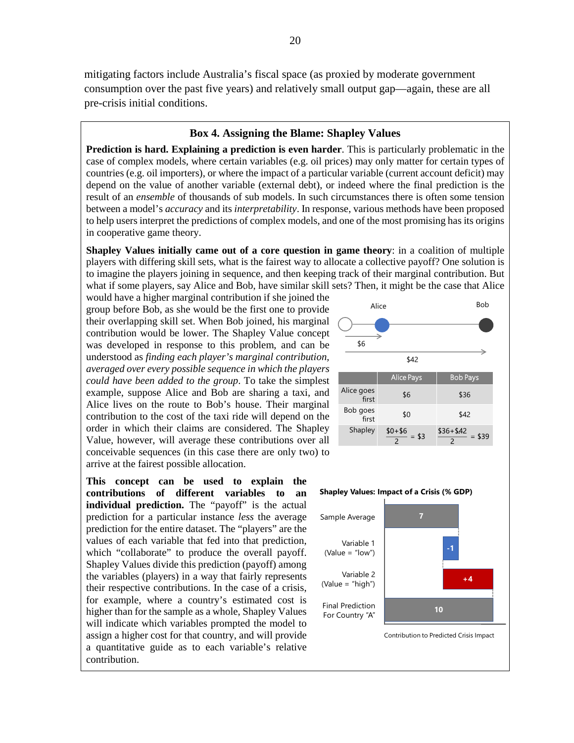mitigating factors include Australia's fiscal space (as proxied by moderate government consumption over the past five years) and relatively small output gap—again, these are all pre-crisis initial conditions.

### Box 4. Assigning the Blame: Shapley Values

**Prediction is hard. Explaining a prediction is even harder**. This is particularly problematic in the case of complex models, where certain variables (e.g. oil prices) may only matter for certain types of countries (e.g. oil importers), or where the impact of a particular variable (current account deficit) may depend on the value of another variable (external debt), or indeed where the final prediction is the result of an *ensemble* of thousands of sub models. In such circumstances there is often some tension between a model's *accuracy* and its *interpretability*. In response, various methods have been proposed to help users interpret the predictions of complex models, and one of the most promising has its origins in cooperative game theory.

**Shapley Values initially came out of a core question in game theory**: in a coalition of multiple players with differing skill sets, what is the fairest way to allocate a collective payoff? One solution is to imagine the players joining in sequence, and then keeping track of their marginal contribution. But what if some players, say Alice and Bob, have similar skill sets? Then, it might be the case that Alice would have a higher marginal contribution if she joined the group before Bob, as she would be the first one to provide their overlapping skill set. When Bob joined, his marginal contribution would be lower. The Shapley Value concept was developed in response to this problem, and can be understood as *finding each player's marginal contribution, averaged over every possible sequence in which the players could have been added to the group*. To take the simplest example, suppose Alice and Bob are sharing a taxi, and Alice lives on the route to Bob's house. Their marginal contribution to the cost of the taxi ride will depend on the order in which their claims are considered. The Shapley Value, however, will average these contributions over all conceivable sequences (in this case there are only two) to arrive at the fairest possible allocation.

Alice — Bob

$6 — $42

| | Alice Pays | Bob Pays |
|---|---|---|
| Alice goes first | \$6 | \$36 |
| Bob goes first | \$0 | \$42 |
| Shapley | $\frac{\$0+\$6}{2} = \$3$ | $\frac{\$36+\$42}{2} = \$39$ |

**This concept can be used to explain the contributions of different variables to an individual prediction.** The "payoff" is the actual prediction for a particular instance *less* the average prediction for the entire dataset. The "players" are the values of each variable that fed into that prediction, which "collaborate" to produce the overall payoff. Shapley Values divide this prediction (payoff) among the variables (players) in a way that fairly represents their respective contributions. In the case of a crisis, for example, where a country's estimated cost is higher than for the sample as a whole, Shapley Values will indicate which variables prompted the model to assign a higher cost for that country, and will provide a quantitative guide as to each variable's relative contribution.

**Shapley Values: Impact of a Crisis (% GDP)**

| | Contribution to Predicted Crisis Impact |
|---|---|
| Sample Average | 7 |
| Variable 1 (Value = "low") | -1 |
| Variable 2 (Value = "high") | +4 |
| Final Prediction For Country "A" | 10 |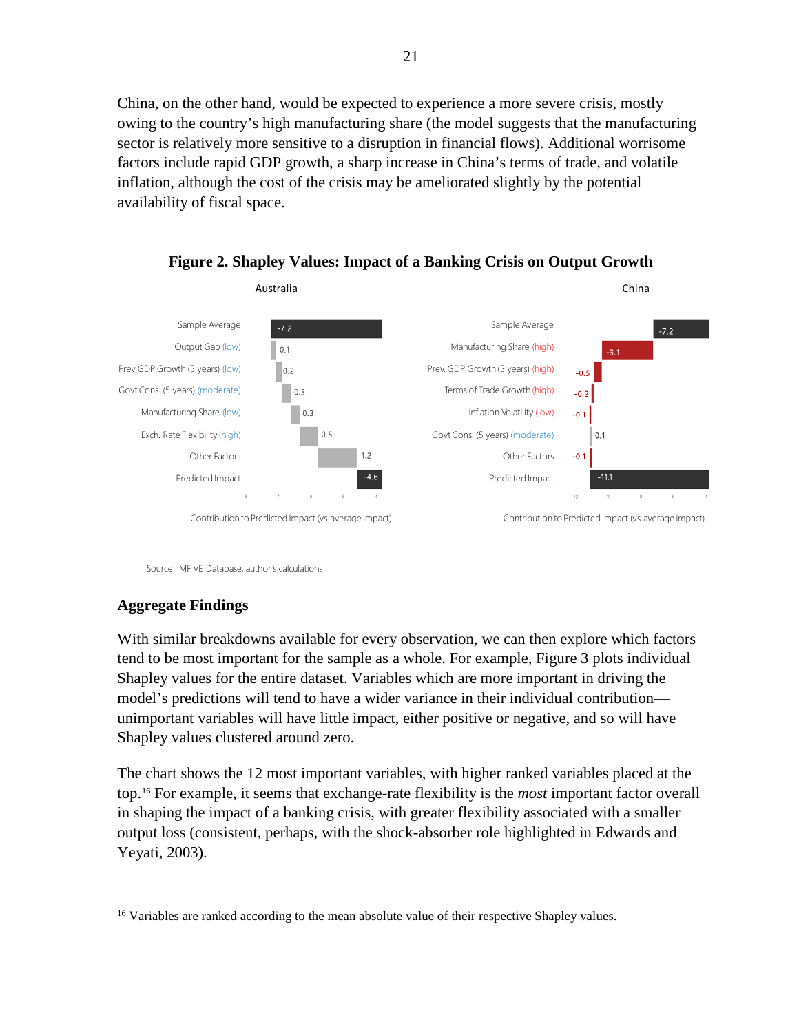China, on the other hand, would be expected to experience a more severe crisis, mostly owing to the country's high manufacturing share (the model suggests that the manufacturing sector is relatively more sensitive to a disruption in financial flows). Additional worrisome factors include rapid GDP growth, a sharp increase in China's terms of trade, and volatile inflation, although the cost of the crisis may be ameliorated slightly by the potential availability of fiscal space.

**Figure 2. Shapley Values: Impact of a Banking Crisis on Output Growth**

Australia

| Factor | Contribution |
| --- | --- |
| Sample Average | -7.2 |
| Output Gap (low) | 0.1 |
| Prev GDP Growth (5 years) (low) | 0.2 |
| Govt Cons. (5 years) (moderate) | 0.3 |
| Manufacturing Share (low) | 0.3 |
| Exch. Rate Flexibility (high) | 0.5 |
| Other Factors | 1.2 |
| Predicted Impact | -4.6 |

China

| Factor | Contribution |
| --- | --- |
| Sample Average | -7.2 |
| Manufacturing Share (high) | -3.1 |
| Prev. GDP Growth (5 years) (high) | -0.5 |
| Terms of Trade Growth (high) | -0.2 |
| Inflation Volatility (low) | -0.1 |
| Govt Cons. (5 years) (moderate) | 0.1 |
| Other Factors | -0.1 |
| Predicted Impact | -11.1 |

Contribution to Predicted Impact (vs average impact)

Source: IMF VE Database, author's calculations

## Aggregate Findings

With similar breakdowns available for every observation, we can then explore which factors tend to be most important for the sample as a whole. For example, Figure 3 plots individual Shapley values for the entire dataset. Variables which are more important in driving the model's predictions will tend to have a wider variance in their individual contribution—unimportant variables will have little impact, either positive or negative, and so will have Shapley values clustered around zero.

The chart shows the 12 most important variables, with higher ranked variables placed at the top.[16] For example, it seems that exchange-rate flexibility is the *most* important factor overall in shaping the impact of a banking crisis, with greater flexibility associated with a smaller output loss (consistent, perhaps, with the shock-absorber role highlighted in Edwards and Yeyati, 2003).

[16] Variables are ranked according to the mean absolute value of their respective Shapley values.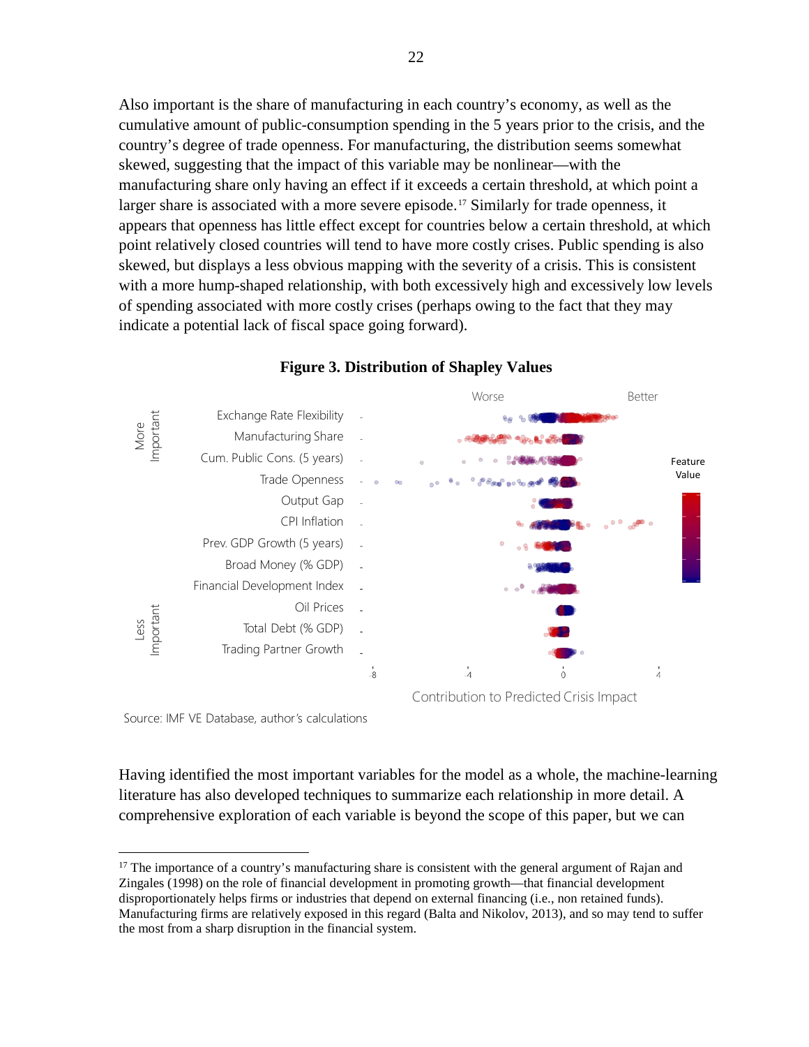Also important is the share of manufacturing in each country's economy, as well as the cumulative amount of public-consumption spending in the 5 years prior to the crisis, and the country's degree of trade openness. For manufacturing, the distribution seems somewhat skewed, suggesting that the impact of this variable may be nonlinear—with the manufacturing share only having an effect if it exceeds a certain threshold, at which point a larger share is associated with a more severe episode.[17] Similarly for trade openness, it appears that openness has little effect except for countries below a certain threshold, at which point relatively closed countries will tend to have more costly crises. Public spending is also skewed, but displays a less obvious mapping with the severity of a crisis. This is consistent with a more hump-shaped relationship, with both excessively high and excessively low levels of spending associated with more costly crises (perhaps owing to the fact that they may indicate a potential lack of fiscal space going forward).

**Figure 3. Distribution of Shapley Values**

Source: IMF VE Database, author's calculations

Having identified the most important variables for the model as a whole, the machine-learning literature has also developed techniques to summarize each relationship in more detail. A comprehensive exploration of each variable is beyond the scope of this paper, but we can

[17] The importance of a country's manufacturing share is consistent with the general argument of Rajan and Zingales (1998) on the role of financial development in promoting growth—that financial development disproportionately helps firms or industries that depend on external financing (i.e., non retained funds). Manufacturing firms are relatively exposed in this regard (Balta and Nikolov, 2013), and so may tend to suffer the most from a sharp disruption in the financial system.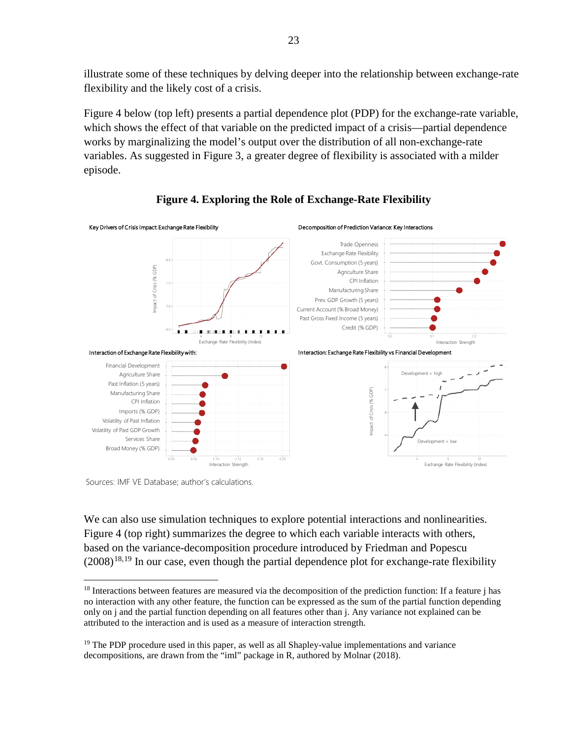illustrate some of these techniques by delving deeper into the relationship between exchange-rate flexibility and the likely cost of a crisis.

Figure 4 below (top left) presents a partial dependence plot (PDP) for the exchange-rate variable, which shows the effect of that variable on the predicted impact of a crisis—partial dependence works by marginalizing the model's output over the distribution of all non-exchange-rate variables. As suggested in Figure 3, a greater degree of flexibility is associated with a milder episode.

**Figure 4. Exploring the Role of Exchange-Rate Flexibility**

Sources: IMF VE Database; author's calculations.

We can also use simulation techniques to explore potential interactions and nonlinearities. Figure 4 (top right) summarizes the degree to which each variable interacts with others, based on the variance-decomposition procedure introduced by Friedman and Popescu (2008)[18,19] In our case, even though the partial dependence plot for exchange-rate flexibility

---

[18] Interactions between features are measured via the decomposition of the prediction function: If a feature j has no interaction with any other feature, the function can be expressed as the sum of the partial function depending only on j and the partial function depending on all features other than j. Any variance not explained can be attributed to the interaction and is used as a measure of interaction strength.

[19] The PDP procedure used in this paper, as well as all Shapley-value implementations and variance decompositions, are drawn from the "iml" package in R, authored by Molnar (2018).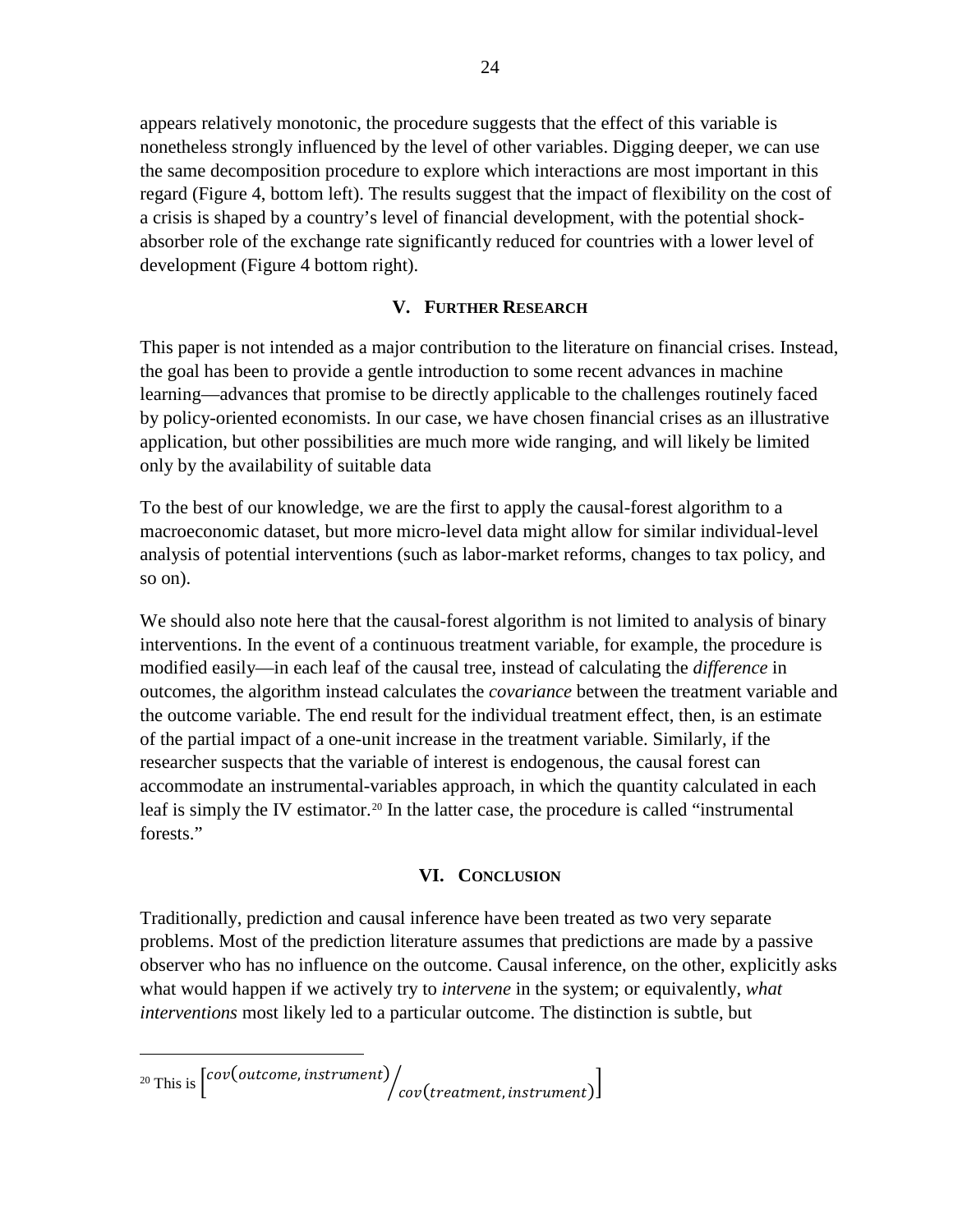appears relatively monotonic, the procedure suggests that the effect of this variable is nonetheless strongly influenced by the level of other variables. Digging deeper, we can use the same decomposition procedure to explore which interactions are most important in this regard (Figure 4, bottom left). The results suggest that the impact of flexibility on the cost of a crisis is shaped by a country's level of financial development, with the potential shock-absorber role of the exchange rate significantly reduced for countries with a lower level of development (Figure 4 bottom right).

## V. Further Research

This paper is not intended as a major contribution to the literature on financial crises. Instead, the goal has been to provide a gentle introduction to some recent advances in machine learning—advances that promise to be directly applicable to the challenges routinely faced by policy-oriented economists. In our case, we have chosen financial crises as an illustrative application, but other possibilities are much more wide ranging, and will likely be limited only by the availability of suitable data

To the best of our knowledge, we are the first to apply the causal-forest algorithm to a macroeconomic dataset, but more micro-level data might allow for similar individual-level analysis of potential interventions (such as labor-market reforms, changes to tax policy, and so on).

We should also note here that the causal-forest algorithm is not limited to analysis of binary interventions. In the event of a continuous treatment variable, for example, the procedure is modified easily—in each leaf of the causal tree, instead of calculating the *difference* in outcomes, the algorithm instead calculates the *covariance* between the treatment variable and the outcome variable. The end result for the individual treatment effect, then, is an estimate of the partial impact of a one-unit increase in the treatment variable. Similarly, if the researcher suspects that the variable of interest is endogenous, the causal forest can accommodate an instrumental-variables approach, in which the quantity calculated in each leaf is simply the IV estimator.[20] In the latter case, the procedure is called "instrumental forests."

## VI. Conclusion

Traditionally, prediction and causal inference have been treated as two very separate problems. Most of the prediction literature assumes that predictions are made by a passive observer who has no influence on the outcome. Causal inference, on the other, explicitly asks what would happen if we actively try to *intervene* in the system; or equivalently, *what interventions* most likely led to a particular outcome. The distinction is subtle, but

[20] This is $\left[ cov(outcome, instrument) \big/ cov(treatment, instrument) \right]$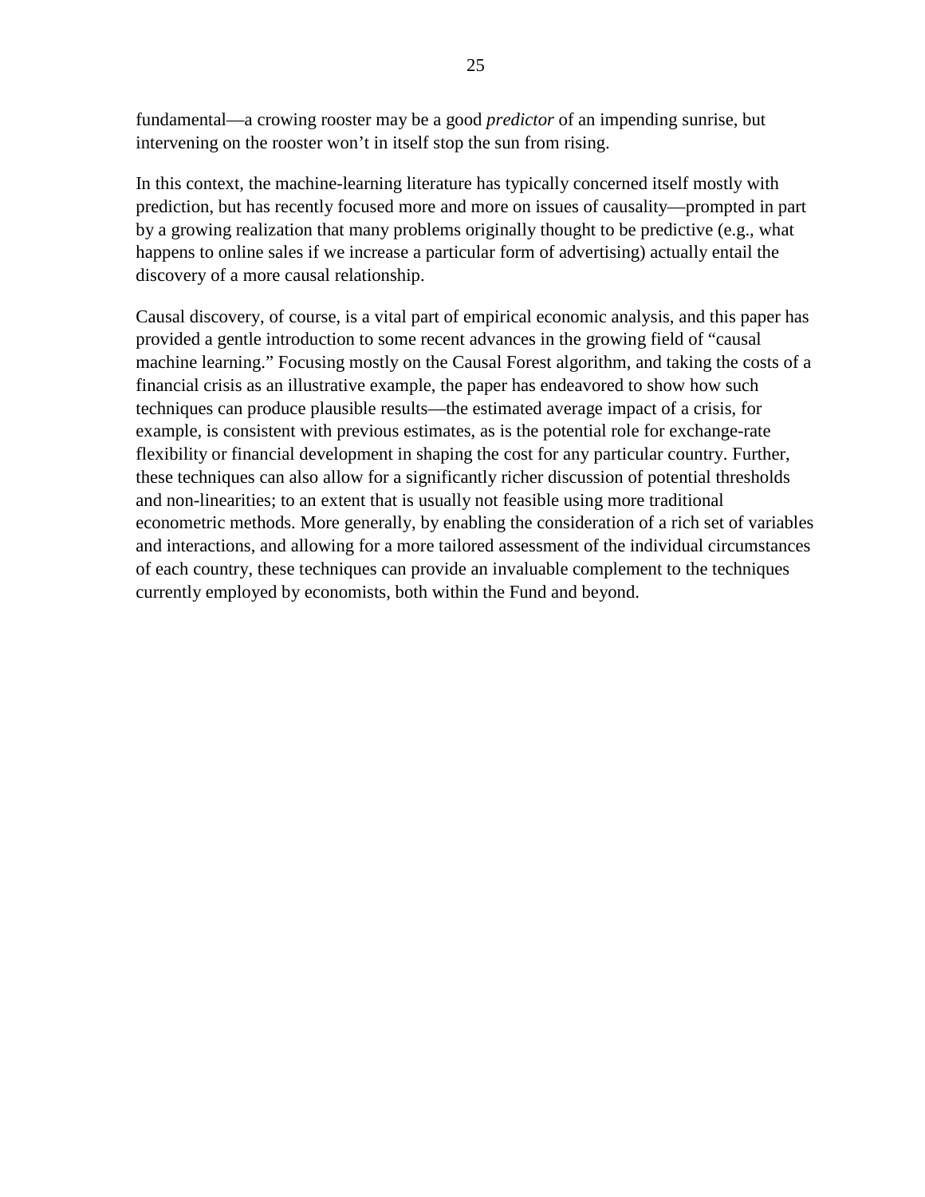fundamental—a crowing rooster may be a good *predictor* of an impending sunrise, but intervening on the rooster won't in itself stop the sun from rising.

In this context, the machine-learning literature has typically concerned itself mostly with prediction, but has recently focused more and more on issues of causality—prompted in part by a growing realization that many problems originally thought to be predictive (e.g., what happens to online sales if we increase a particular form of advertising) actually entail the discovery of a more causal relationship.

Causal discovery, of course, is a vital part of empirical economic analysis, and this paper has provided a gentle introduction to some recent advances in the growing field of "causal machine learning." Focusing mostly on the Causal Forest algorithm, and taking the costs of a financial crisis as an illustrative example, the paper has endeavored to show how such techniques can produce plausible results—the estimated average impact of a crisis, for example, is consistent with previous estimates, as is the potential role for exchange-rate flexibility or financial development in shaping the cost for any particular country. Further, these techniques can also allow for a significantly richer discussion of potential thresholds and non-linearities; to an extent that is usually not feasible using more traditional econometric methods. More generally, by enabling the consideration of a rich set of variables and interactions, and allowing for a more tailored assessment of the individual circumstances of each country, these techniques can provide an invaluable complement to the techniques currently employed by economists, both within the Fund and beyond.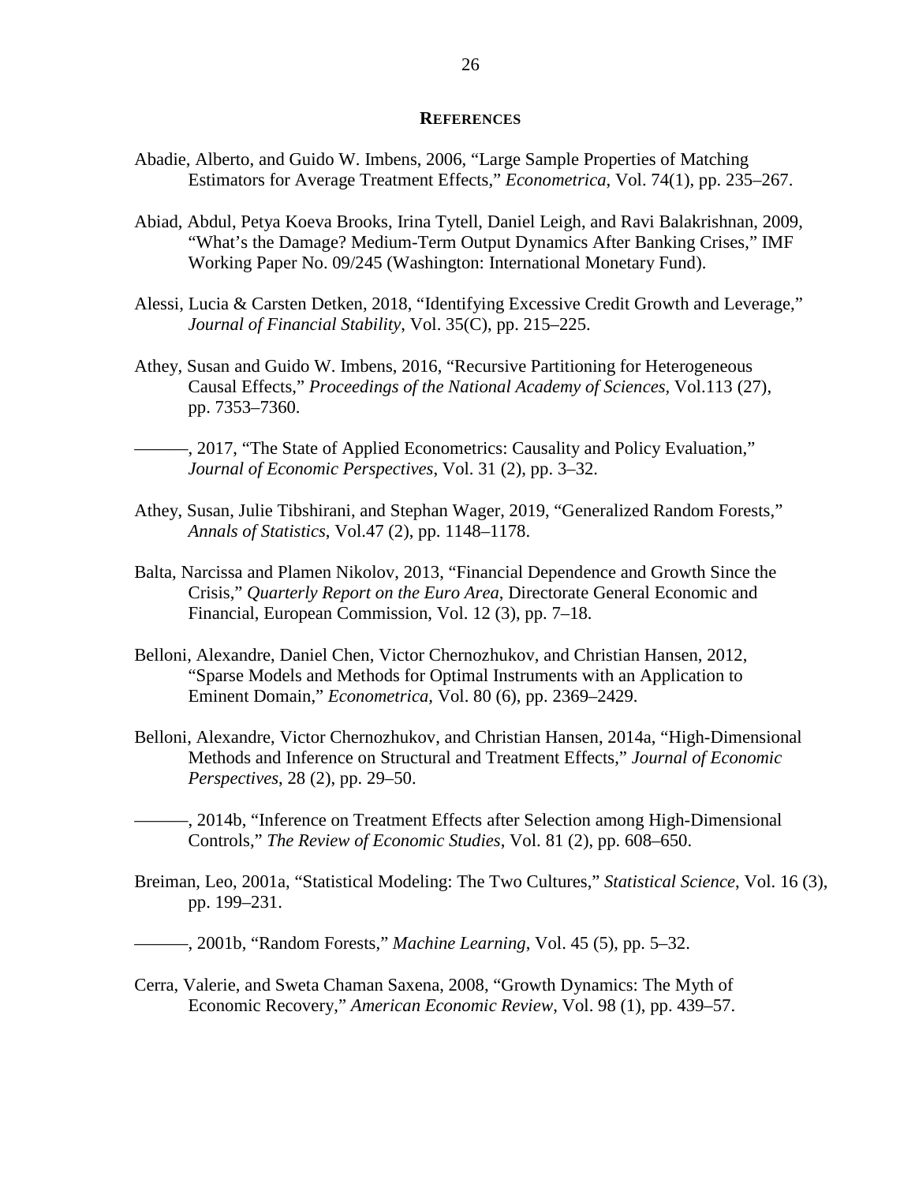## References

Abadie, Alberto, and Guido W. Imbens, 2006, "Large Sample Properties of Matching Estimators for Average Treatment Effects," *Econometrica*, Vol. 74(1), pp. 235–267.

Abiad, Abdul, Petya Koeva Brooks, Irina Tytell, Daniel Leigh, and Ravi Balakrishnan, 2009, "What's the Damage? Medium-Term Output Dynamics After Banking Crises," IMF Working Paper No. 09/245 (Washington: International Monetary Fund).

Alessi, Lucia & Carsten Detken, 2018, "Identifying Excessive Credit Growth and Leverage," *Journal of Financial Stability*, Vol. 35(C), pp. 215–225.

Athey, Susan and Guido W. Imbens, 2016, "Recursive Partitioning for Heterogeneous Causal Effects," *Proceedings of the National Academy of Sciences*, Vol.113 (27), pp. 7353–7360.

———, 2017, "The State of Applied Econometrics: Causality and Policy Evaluation," *Journal of Economic Perspectives*, Vol. 31 (2), pp. 3–32.

Athey, Susan, Julie Tibshirani, and Stephan Wager, 2019, "Generalized Random Forests," *Annals of Statistics*, Vol.47 (2), pp. 1148–1178.

Balta, Narcissa and Plamen Nikolov, 2013, "Financial Dependence and Growth Since the Crisis," *Quarterly Report on the Euro Area*, Directorate General Economic and Financial, European Commission, Vol. 12 (3), pp. 7–18.

Belloni, Alexandre, Daniel Chen, Victor Chernozhukov, and Christian Hansen, 2012, "Sparse Models and Methods for Optimal Instruments with an Application to Eminent Domain," *Econometrica*, Vol. 80 (6), pp. 2369–2429.

Belloni, Alexandre, Victor Chernozhukov, and Christian Hansen, 2014a, "High-Dimensional Methods and Inference on Structural and Treatment Effects," *Journal of Economic Perspectives*, 28 (2), pp. 29–50.

———, 2014b, "Inference on Treatment Effects after Selection among High-Dimensional Controls," *The Review of Economic Studies*, Vol. 81 (2), pp. 608–650.

Breiman, Leo, 2001a, "Statistical Modeling: The Two Cultures," *Statistical Science*, Vol. 16 (3), pp. 199–231.

———, 2001b, "Random Forests," *Machine Learning*, Vol. 45 (5), pp. 5–32.

Cerra, Valerie, and Sweta Chaman Saxena, 2008, "Growth Dynamics: The Myth of Economic Recovery," *American Economic Review*, Vol. 98 (1), pp. 439–57.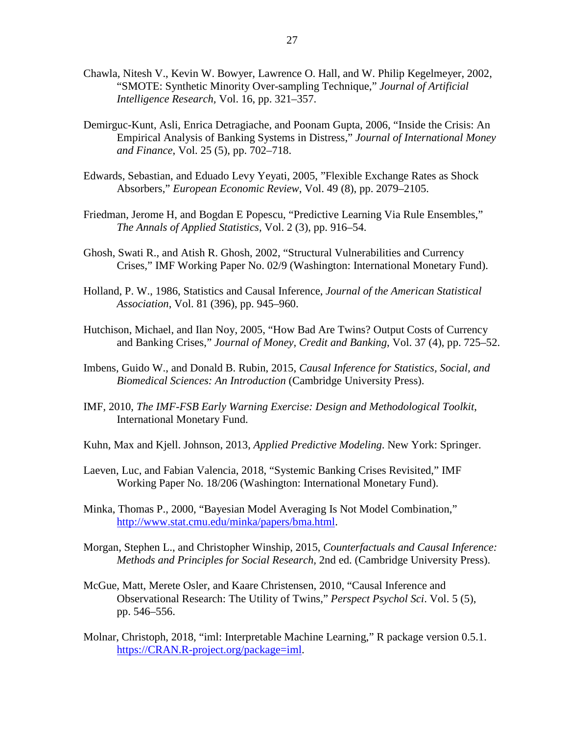Chawla, Nitesh V., Kevin W. Bowyer, Lawrence O. Hall, and W. Philip Kegelmeyer, 2002, "SMOTE: Synthetic Minority Over-sampling Technique," *Journal of Artificial Intelligence Research*, Vol. 16, pp. 321–357.

Demirguc-Kunt, Asli, Enrica Detragiache, and Poonam Gupta, 2006, "Inside the Crisis: An Empirical Analysis of Banking Systems in Distress," *Journal of International Money and Finance*, Vol. 25 (5), pp. 702–718.

Edwards, Sebastian, and Eduado Levy Yeyati, 2005, "Flexible Exchange Rates as Shock Absorbers," *European Economic Review*, Vol. 49 (8), pp. 2079–2105.

Friedman, Jerome H, and Bogdan E Popescu, "Predictive Learning Via Rule Ensembles," *The Annals of Applied Statistics*, Vol. 2 (3), pp. 916–54.

Ghosh, Swati R., and Atish R. Ghosh, 2002, "Structural Vulnerabilities and Currency Crises," IMF Working Paper No. 02/9 (Washington: International Monetary Fund).

Holland, P. W., 1986, Statistics and Causal Inference, *Journal of the American Statistical Association*, Vol. 81 (396), pp. 945–960.

Hutchison, Michael, and Ilan Noy, 2005, "How Bad Are Twins? Output Costs of Currency and Banking Crises," *Journal of Money, Credit and Banking*, Vol. 37 (4), pp. 725–52.

Imbens, Guido W., and Donald B. Rubin, 2015, *Causal Inference for Statistics, Social, and Biomedical Sciences: An Introduction* (Cambridge University Press).

IMF, 2010, *The IMF-FSB Early Warning Exercise: Design and Methodological Toolkit*, International Monetary Fund.

Kuhn, Max and Kjell. Johnson, 2013, *Applied Predictive Modeling*. New York: Springer.

Laeven, Luc, and Fabian Valencia, 2018, "Systemic Banking Crises Revisited," IMF Working Paper No. 18/206 (Washington: International Monetary Fund).

Minka, Thomas P., 2000, "Bayesian Model Averaging Is Not Model Combination," http://www.stat.cmu.edu/minka/papers/bma.html.

Morgan, Stephen L., and Christopher Winship, 2015, *Counterfactuals and Causal Inference: Methods and Principles for Social Research*, 2nd ed. (Cambridge University Press).

McGue, Matt, Merete Osler, and Kaare Christensen, 2010, "Causal Inference and Observational Research: The Utility of Twins," *Perspect Psychol Sci*. Vol. 5 (5), pp. 546–556.

Molnar, Christoph, 2018, "iml: Interpretable Machine Learning," R package version 0.5.1. https://CRAN.R-project.org/package=iml.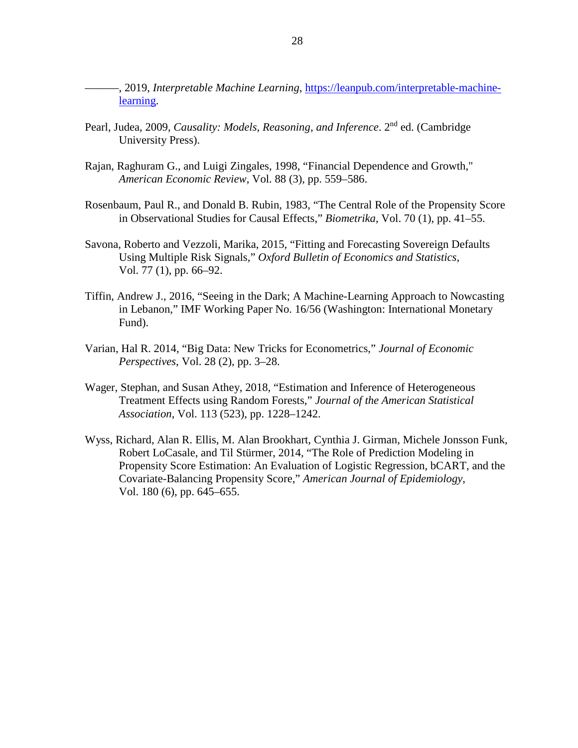———, 2019, *Interpretable Machine Learning*, [https://leanpub.com/interpretable-machine-learning](https://leanpub.com/interpretable-machine-learning).

Pearl, Judea, 2009, *Causality: Models, Reasoning, and Inference*. 2nd ed. (Cambridge University Press).

Rajan, Raghuram G., and Luigi Zingales, 1998, "Financial Dependence and Growth," *American Economic Review*, Vol. 88 (3), pp. 559–586.

Rosenbaum, Paul R., and Donald B. Rubin, 1983, "The Central Role of the Propensity Score in Observational Studies for Causal Effects," *Biometrika*, Vol. 70 (1), pp. 41–55.

Savona, Roberto and Vezzoli, Marika, 2015, "Fitting and Forecasting Sovereign Defaults Using Multiple Risk Signals," *Oxford Bulletin of Economics and Statistics*, Vol. 77 (1), pp. 66–92.

Tiffin, Andrew J., 2016, "Seeing in the Dark; A Machine-Learning Approach to Nowcasting in Lebanon," IMF Working Paper No. 16/56 (Washington: International Monetary Fund).

Varian, Hal R. 2014, "Big Data: New Tricks for Econometrics," *Journal of Economic Perspectives*, Vol. 28 (2), pp. 3–28.

Wager, Stephan, and Susan Athey, 2018, "Estimation and Inference of Heterogeneous Treatment Effects using Random Forests," *Journal of the American Statistical Association*, Vol. 113 (523), pp. 1228–1242.

Wyss, Richard, Alan R. Ellis, M. Alan Brookhart, Cynthia J. Girman, Michele Jonsson Funk, Robert LoCasale, and Til Stürmer, 2014, "The Role of Prediction Modeling in Propensity Score Estimation: An Evaluation of Logistic Regression, bCART, and the Covariate-Balancing Propensity Score," *American Journal of Epidemiology*, Vol. 180 (6), pp. 645–655.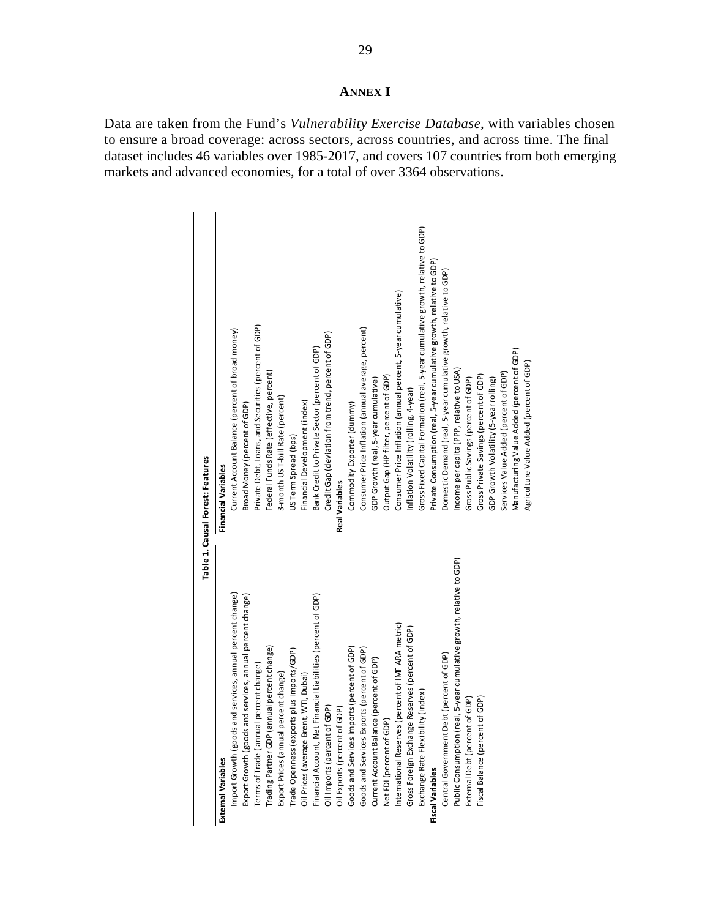## Annex I

Data are taken from the Fund's *Vulnerability Exercise Database*, with variables chosen to ensure a broad coverage: across sectors, across countries, and across time. The final dataset includes 46 variables over 1985-2017, and covers 107 countries from both emerging markets and advanced economies, for a total of over 3364 observations.

**Table 1. Causal Forest: Features**

| | |
|---|---|
| **External Variables** | **Financial Variables** |
| Import Growth (goods and services, annual percent change) | Current Account Balance (percent of broad money) |
| Export Growth (goods and services, annual percent change) | Broad Money (percent of GDP) |
| Terms of Trade (annual percent change) | Private Debt, Loans, and Securities (percent of GDP) |
| Trading Partner GDP (annual percent change) | Federal Funds Rate (effective, percent) |
| Export Prices (annual percent change) | 3-month US T-bill Rate (percent) |
| Trade Openness (exports plus imports/GDP) | US Term Spread (bps) |
| Oil Prices (average Brent, WTI, Dubai) | Financial Development (index) |
| Financial Account, Net Financial Liabilities (percent of GDP) | Bank Credit to Private Sector (percent of GDP) |
| Oil Imports (percent of GDP) | Credit Gap (deviation from trend, percent of GDP) |
| Oil Exports (percent of GDP) | **Real Variables** |
| Goods and Services Imports (percent of GDP) | Commodity Exporter (dummy) |
| Goods and Services Exports (percent of GDP) | Consumer Price Inflation (annual average, percent) |
| Current Account Balance (percent of GDP) | GDP Growth (real, 5-year cumulative) |
| Net FDI (percent of GDP) | Output Gap (HP filter, percent of GDP) |
| International Reserves (percent of IMF ARA metric) | Consumer Price Inflation (annual percent, 5-year cumulative) |
| Gross Foreign Exchange Reserves (percent of GDP) | Inflation Volatility (rolling, 4-year) |
| Exchange Rate Flexibility (index) | Gross Fixed Capital Formation (real, 5-year cumulative growth, relative to GDP) |
| **Fiscal Variables** | Private Consumption (real, 5-year cumulative growth, relative to GDP) |
| Central Government Debt (percent of GDP) | Domestic Demand (real, 5-year cumulative growth, relative to GDP) |
| Public Consumption (real, 5-year cumulative growth, relative to GDP) | Income per capita (PPP, relative to USA) |
| External Debt (percent of GDP) | Gross Public Savings (percent of GDP) |
| Fiscal Balance (percent of GDP) | Gross Private Savings (percent of GDP) |
| | GDP Growth Volatility (5-year rolling) |
| | Services Value Added (percent of GDP) |
| | Manufacturing Value Added (percent of GDP) |
| | Agriculture Value Added (percent of GDP) |